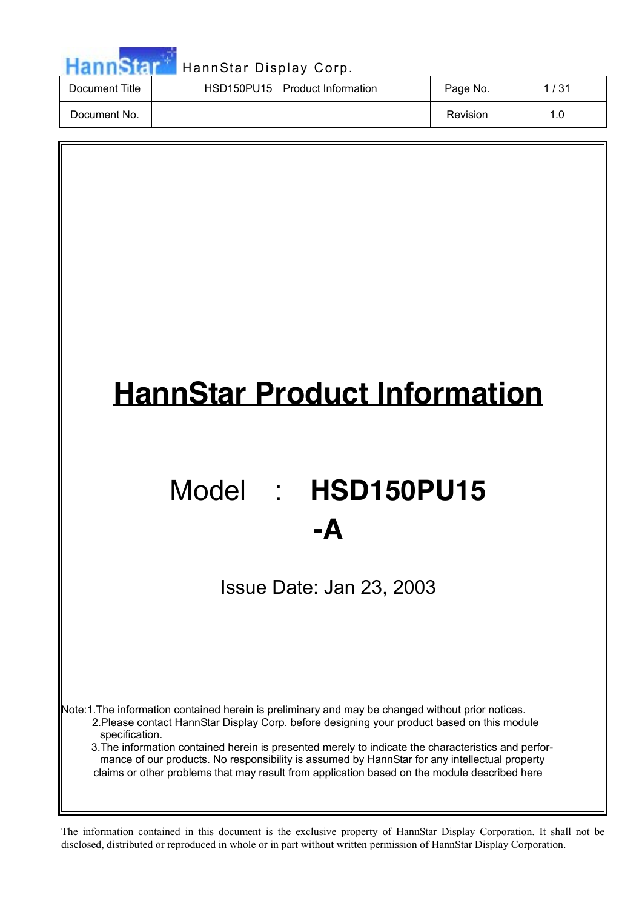# HannStar Product Information

## Model : HSD150PU15 -A

Issue Date: Jan 23, 2003

Note:1.The information contained herein is preliminary and may be changed without prior notices.

2.Please contact HannStar Display Corp. before designing your product based on this module specification.

3.The information contained herein is presented merely to indicate the characteristics and performance of our products. No responsibility is assumed by HannStar for any intellectual property claims or other problems that may result from application based on the module described here

The information contained in this document is the exclusive property of HannStar Display Corporation. It shall not be disclosed, distributed or reproduced in whole or in part without written permission of HannStar Display Corporation.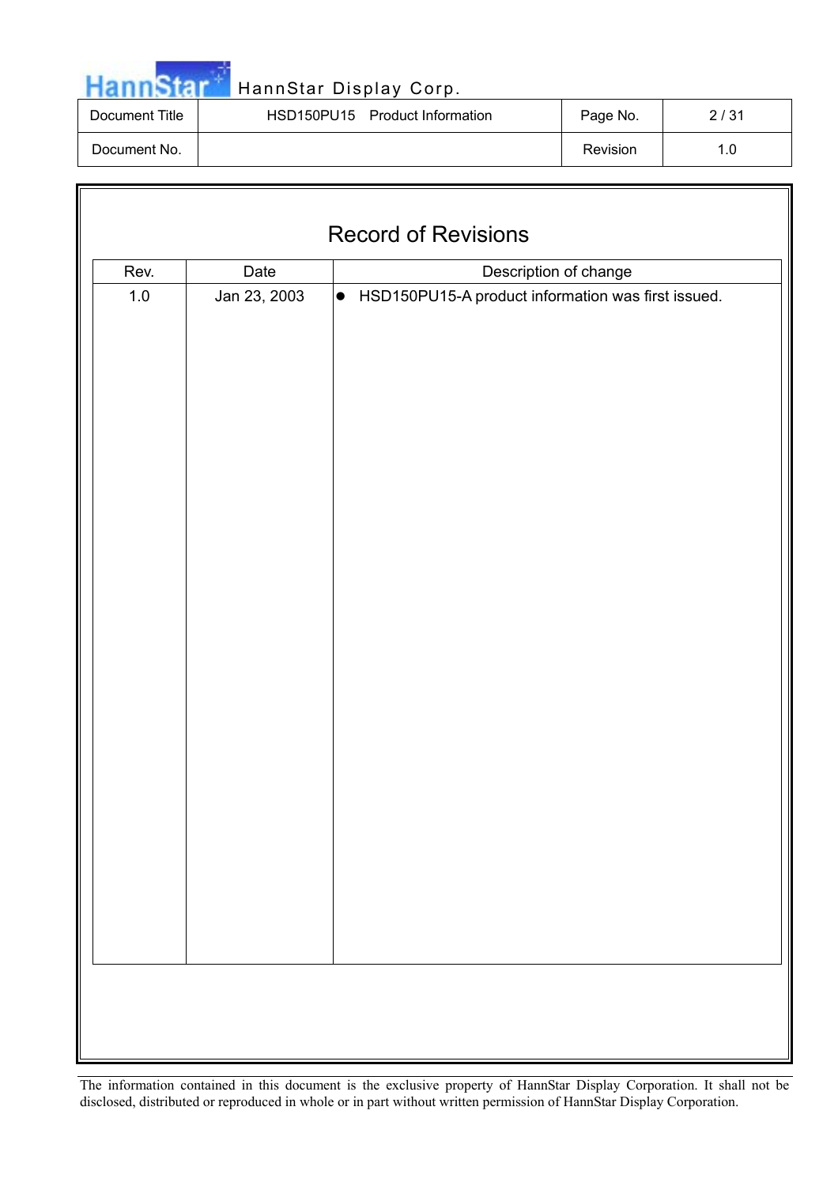# Record of Revisions

| Rev. | Date | Description of change |
| --- | --- | --- |
| 1.0 | Jan 23, 2003 | ● HSD150PU15-A product information was first issued. |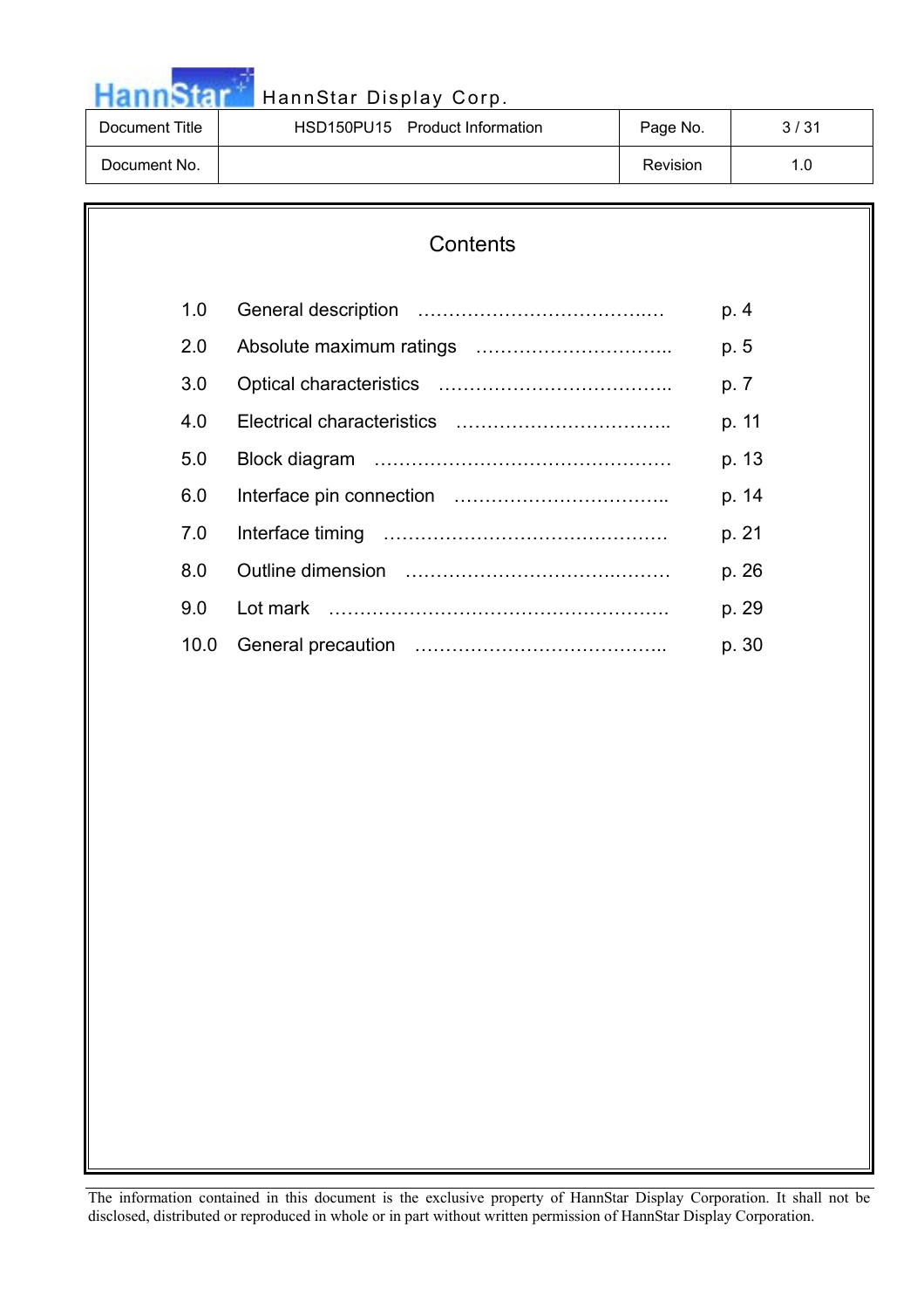# Contents

| | | |
|---|---|---|
| 1.0 | General description | p. 4 |
| 2.0 | Absolute maximum ratings | p. 5 |
| 3.0 | Optical characteristics | p. 7 |
| 4.0 | Electrical characteristics | p. 11 |
| 5.0 | Block diagram | p. 13 |
| 6.0 | Interface pin connection | p. 14 |
| 7.0 | Interface timing | p. 21 |
| 8.0 | Outline dimension | p. 26 |
| 9.0 | Lot mark | p. 29 |
| 10.0 | General precaution | p. 30 |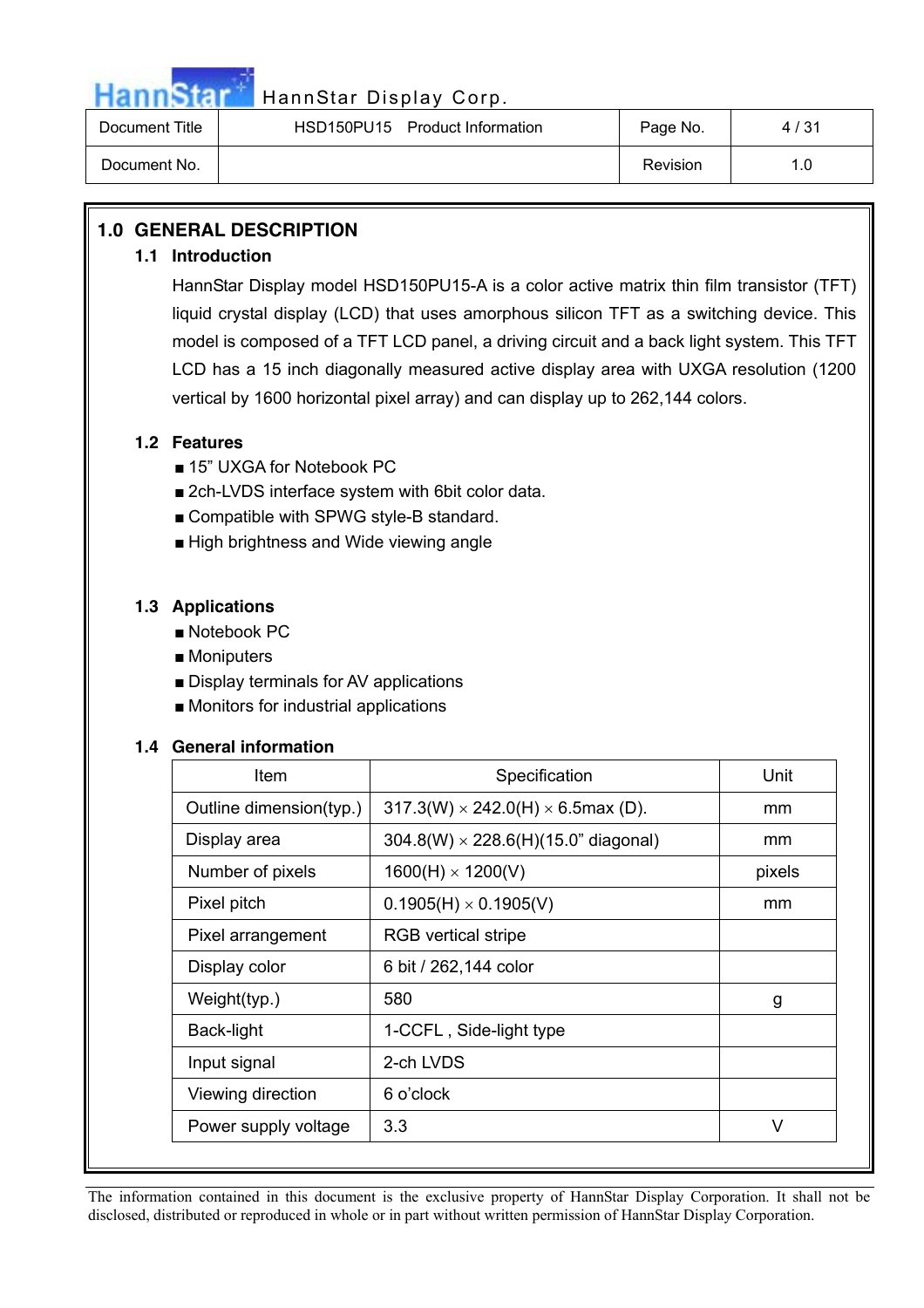## 1.0 GENERAL DESCRIPTION

### 1.1 Introduction

HannStar Display model HSD150PU15-A is a color active matrix thin film transistor (TFT) liquid crystal display (LCD) that uses amorphous silicon TFT as a switching device. This model is composed of a TFT LCD panel, a driving circuit and a back light system. This TFT LCD has a 15 inch diagonally measured active display area with UXGA resolution (1200 vertical by 1600 horizontal pixel array) and can display up to 262,144 colors.

### 1.2 Features

- 15" UXGA for Notebook PC
- 2ch-LVDS interface system with 6bit color data.
- Compatible with SPWG style-B standard.
- High brightness and Wide viewing angle

### 1.3 Applications

- Notebook PC
- Moniputers
- Display terminals for AV applications
- Monitors for industrial applications

### 1.4 General information

| Item | Specification | Unit |
|---|---|---|
| Outline dimension(typ.) | 317.3(W) × 242.0(H) × 6.5max (D). | mm |
| Display area | 304.8(W) × 228.6(H)(15.0" diagonal) | mm |
| Number of pixels | 1600(H) × 1200(V) | pixels |
| Pixel pitch | 0.1905(H) × 0.1905(V) | mm |
| Pixel arrangement | RGB vertical stripe | |
| Display color | 6 bit / 262,144 color | |
| Weight(typ.) | 580 | g |
| Back-light | 1-CCFL , Side-light type | |
| Input signal | 2-ch LVDS | |
| Viewing direction | 6 o'clock | |
| Power supply voltage | 3.3 | V |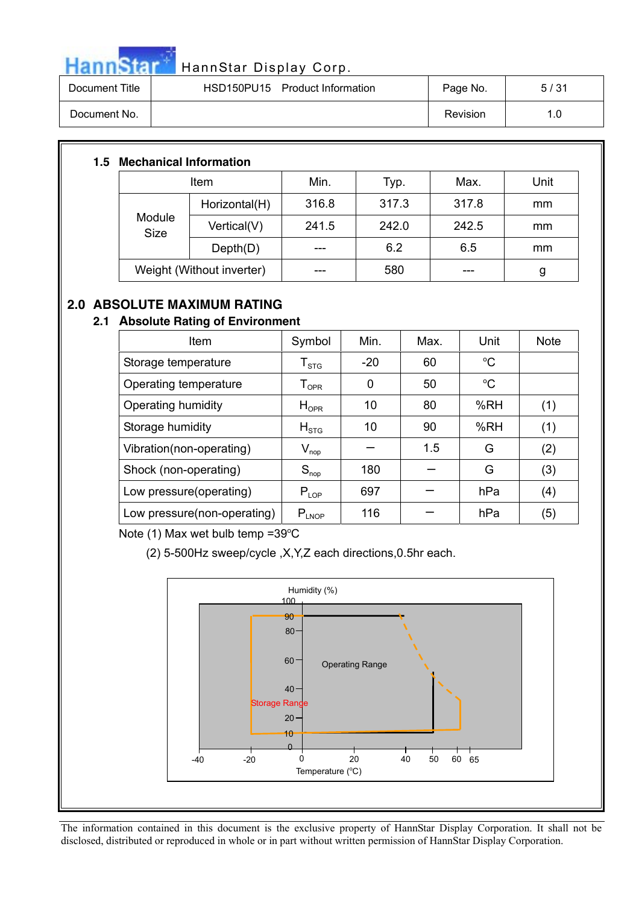### 1.5 Mechanical Information

| Item | | Min. | Typ. | Max. | Unit |
|---|---|---|---|---|---|
| Module Size | Horizontal(H) | 316.8 | 317.3 | 317.8 | mm |
| | Vertical(V) | 241.5 | 242.0 | 242.5 | mm |
| | Depth(D) | --- | 6.2 | 6.5 | mm |
| Weight (Without inverter) | | --- | 580 | --- | g |

## 2.0 ABSOLUTE MAXIMUM RATING

### 2.1 Absolute Rating of Environment

| Item | Symbol | Min. | Max. | Unit | Note |
|---|---|---|---|---|---|
| Storage temperature | $T_{STG}$ | -20 | 60 | °C | |
| Operating temperature | $T_{OPR}$ | 0 | 50 | °C | |
| Operating humidity | $H_{OPR}$ | 10 | 80 | %RH | (1) |
| Storage humidity | $H_{STG}$ | 10 | 90 | %RH | (1) |
| Vibration(non-operating) | $V_{nop}$ | – | 1.5 | G | (2) |
| Shock (non-operating) | $S_{nop}$ | 180 | – | G | (3) |
| Low pressure(operating) | $P_{LOP}$ | 697 | – | hPa | (4) |
| Low pressure(non-operating) | $P_{LNOP}$ | 116 | – | hPa | (5) |

Note (1) Max wet bulb temp =39°C

(2) 5-500Hz sweep/cycle ,X,Y,Z each directions,0.5hr each.

Humidity (%)

Operating Range

Storage Range

Temperature (°C)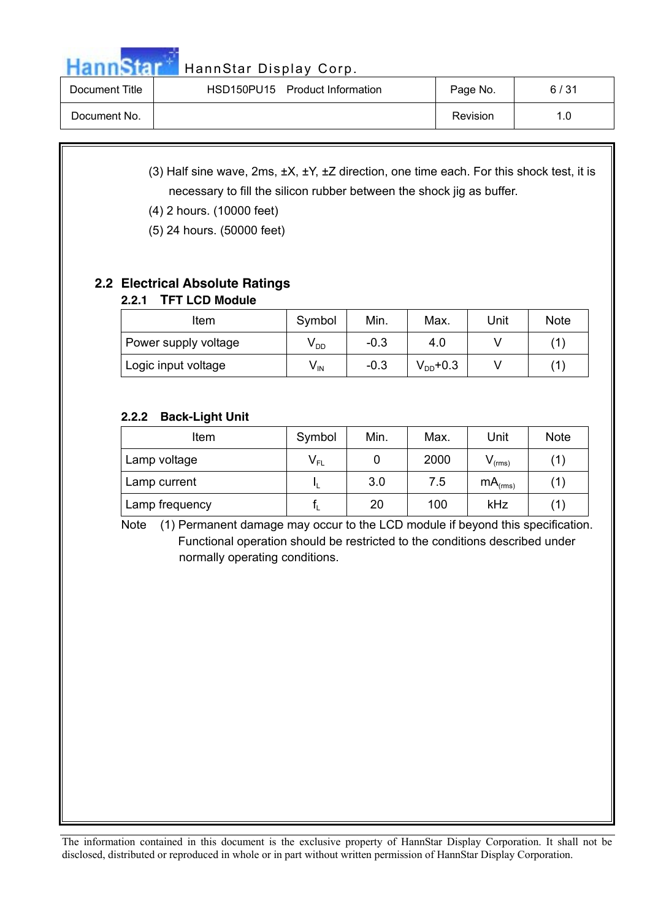(3) Half sine wave, 2ms, ±X, ±Y, ±Z direction, one time each. For this shock test, it is necessary to fill the silicon rubber between the shock jig as buffer.

(4) 2 hours. (10000 feet)

(5) 24 hours. (50000 feet)

## 2.2 Electrical Absolute Ratings

### 2.2.1 TFT LCD Module

| Item | Symbol | Min. | Max. | Unit | Note |
|---|---|---|---|---|---|
| Power supply voltage | $V_{DD}$ | -0.3 | 4.0 | V | (1) |
| Logic input voltage | $V_{IN}$ | -0.3 | $V_{DD}$+0.3 | V | (1) |

### 2.2.2 Back-Light Unit

| Item | Symbol | Min. | Max. | Unit | Note |
|---|---|---|---|---|---|
| Lamp voltage | $V_{FL}$ | 0 | 2000 | $V_{(rms)}$ | (1) |
| Lamp current | $I_L$ | 3.0 | 7.5 | $mA_{(rms)}$ | (1) |
| Lamp frequency | $f_L$ | 20 | 100 | kHz | (1) |

Note (1) Permanent damage may occur to the LCD module if beyond this specification. Functional operation should be restricted to the conditions described under normally operating conditions.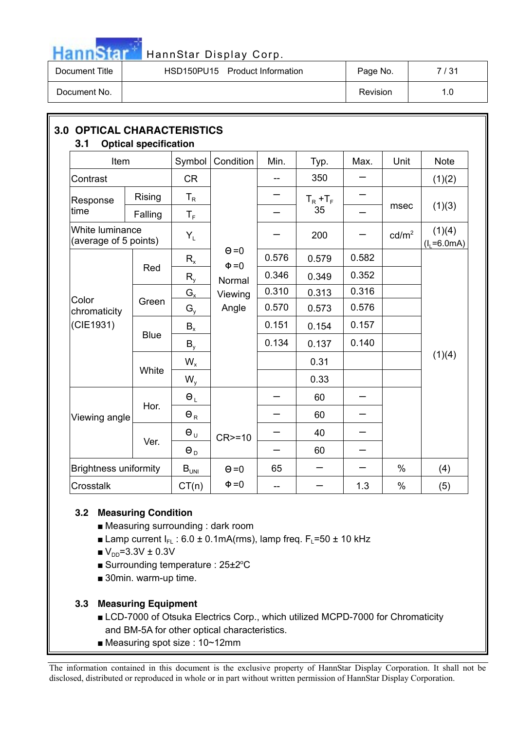## 3.0 OPTICAL CHARACTERISTICS

### 3.1 Optical specification

| Item | | Symbol | Condition | Min. | Typ. | Max. | Unit | Note |
|---|---|---|---|---|---|---|---|---|
| Contrast | | CR | Θ=0 Φ=0 Normal Viewing Angle | -- | 350 | – | | (1)(2) |
| Response time | Rising | $T_R$ | | – | $T_R + T_F$ 35 | – | msec | (1)(3) |
| | Falling | $T_F$ | | – | | – | | |
| White luminance (average of 5 points) | | $Y_L$ | | – | 200 | – | cd/m² | (1)(4) ($I_L$=6.0mA) |
| Color chromaticity (CIE1931) | Red | $R_x$ | | 0.576 | 0.579 | 0.582 | | (1)(4) |
| | | $R_y$ | | 0.346 | 0.349 | 0.352 | | |
| | Green | $G_x$ | | 0.310 | 0.313 | 0.316 | | |
| | | $G_y$ | | 0.570 | 0.573 | 0.576 | | |
| | Blue | $B_x$ | | 0.151 | 0.154 | 0.157 | | |
| | | $B_y$ | | 0.134 | 0.137 | 0.140 | | |
| | White | $W_x$ | | | 0.31 | | | |
| | | $W_y$ | | | 0.33 | | | |
| Viewing angle | Hor. | $Θ_L$ | CR>=10 | – | 60 | – | | |
| | | $Θ_R$ | | – | 60 | – | | |
| | Ver. | $Θ_U$ | | – | 40 | – | | |
| | | $Θ_D$ | | – | 60 | – | | |
| Brightness uniformity | | $B_{UNI}$ | Θ=0 Φ=0 | 65 | – | – | % | (4) |
| Crosstalk | | CT(n) | | -- | – | 1.3 | % | (5) |

### 3.2 Measuring Condition

- Measuring surrounding : dark room
- Lamp current $I_{FL}$ : 6.0 ± 0.1mA(rms), lamp freq. $F_L$=50 ± 10 kHz
- $V_{DD}$=3.3V ± 0.3V
- Surrounding temperature : 25±2°C
- 30min. warm-up time.

### 3.3 Measuring Equipment

- LCD-7000 of Otsuka Electrics Corp., which utilized MCPD-7000 for Chromaticity and BM-5A for other optical characteristics.
- Measuring spot size : 10~12mm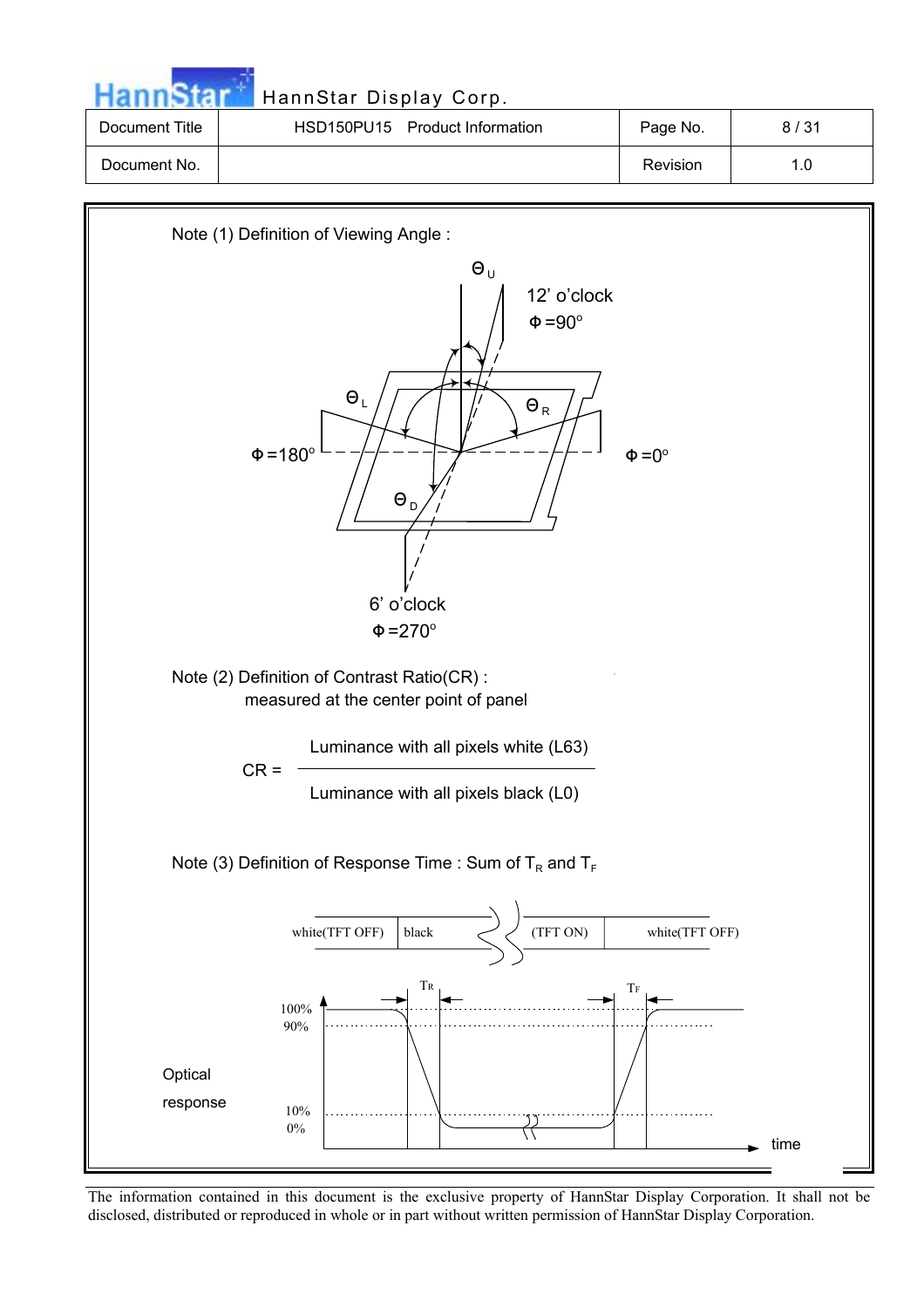Note (1) Definition of Viewing Angle :

Note (2) Definition of Contrast Ratio(CR) :
measured at the center point of panel

$$CR = \frac{\text{Luminance with all pixels white (L63)}}{\text{Luminance with all pixels black (L0)}}$$

Note (3) Definition of Response Time : Sum of $T_R$ and $T_F$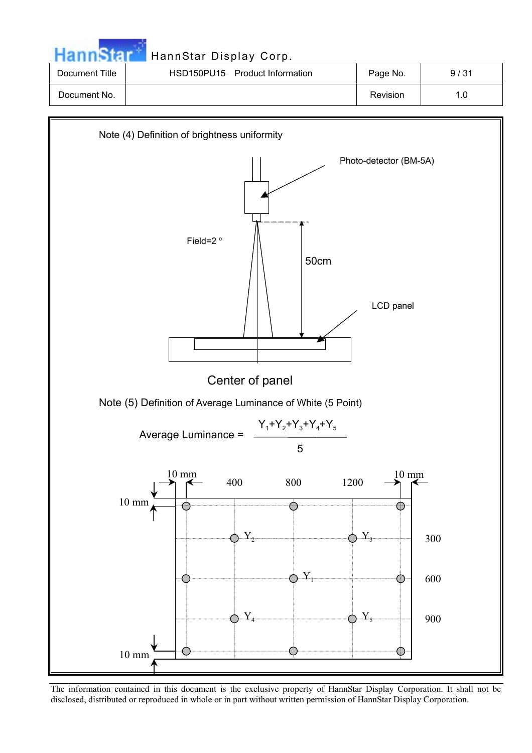Note (4) Definition of brightness uniformity

Photo-detector (BM-5A)

Field=2 °

50cm

LCD panel

Center of panel

Note (5) Definition of Average Luminance of White (5 Point)

$$\text{Average Luminance} = \frac{Y_1+Y_2+Y_3+Y_4+Y_5}{5}$$

10 mm 400 800 1200 10 mm

10 mm

$Y_2$ $Y_3$ 300

$Y_1$ 600

$Y_4$ $Y_5$ 900

10 mm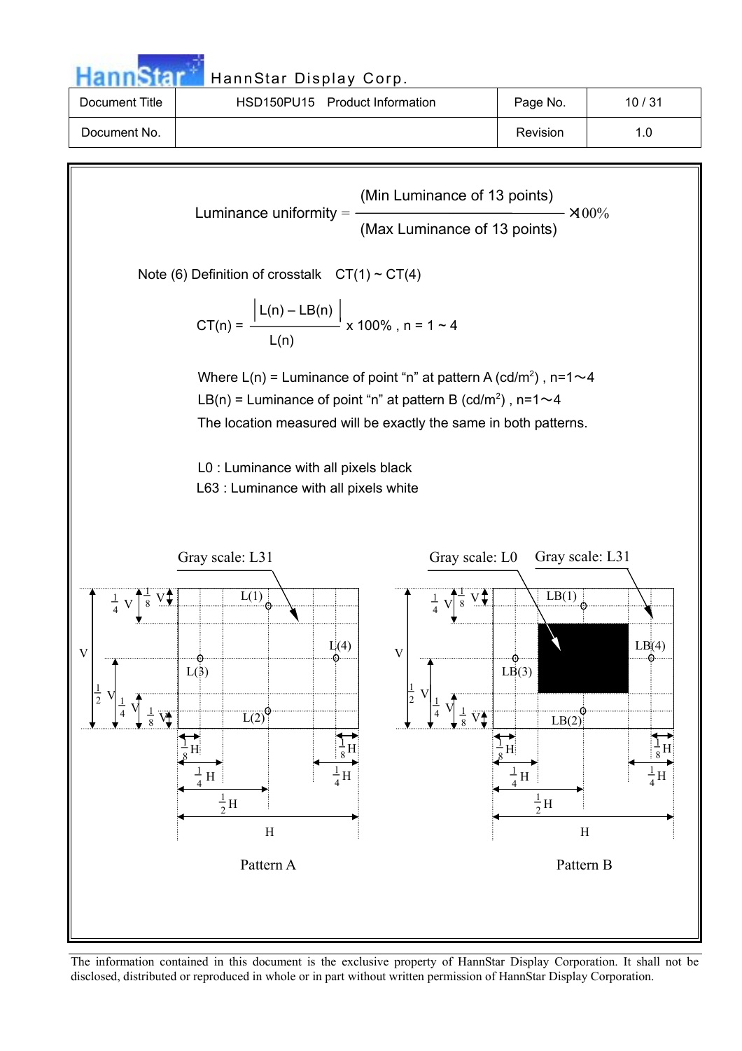$$\text{Luminance uniformity} = \frac{\text{(Min Luminance of 13 points)}}{\text{(Max Luminance of 13 points)}} \times 100\%$$

Note (6) Definition of crosstalk CT(1) ~ CT(4)

$$CT(n) = \frac{|L(n) - LB(n)|}{L(n)} \times 100\% \text{ , } n = 1 \sim 4$$

Where L(n) = Luminance of point “n” at pattern A (cd/m$^2$) , n=1～4

LB(n) = Luminance of point “n” at pattern B (cd/m$^2$) , n=1～4

The location measured will be exactly the same in both patterns.

L0 : Luminance with all pixels black

L63 : Luminance with all pixels white

Gray scale: L31

L(1), L(2), L(3), L(4)

V, $\frac{1}{4}$ V, $\frac{1}{8}$ V, $\frac{1}{2}$ V, $\frac{1}{4}$ V, $\frac{1}{8}$ V

$\frac{1}{8}$ H, $\frac{1}{4}$ H, $\frac{1}{2}$ H, H, $\frac{1}{8}$ H, $\frac{1}{4}$ H

Pattern A

Gray scale: L0 Gray scale: L31

LB(1), LB(2), LB(3), LB(4)

V, $\frac{1}{4}$ V, $\frac{1}{8}$ V, $\frac{1}{2}$ V, $\frac{1}{4}$ V, $\frac{1}{8}$ V

$\frac{1}{8}$ H, $\frac{1}{4}$ H, $\frac{1}{2}$ H, H, $\frac{1}{8}$ H, $\frac{1}{4}$ H

Pattern B

The information contained in this document is the exclusive property of HannStar Display Corporation. It shall not be disclosed, distributed or reproduced in whole or in part without written permission of HannStar Display Corporation.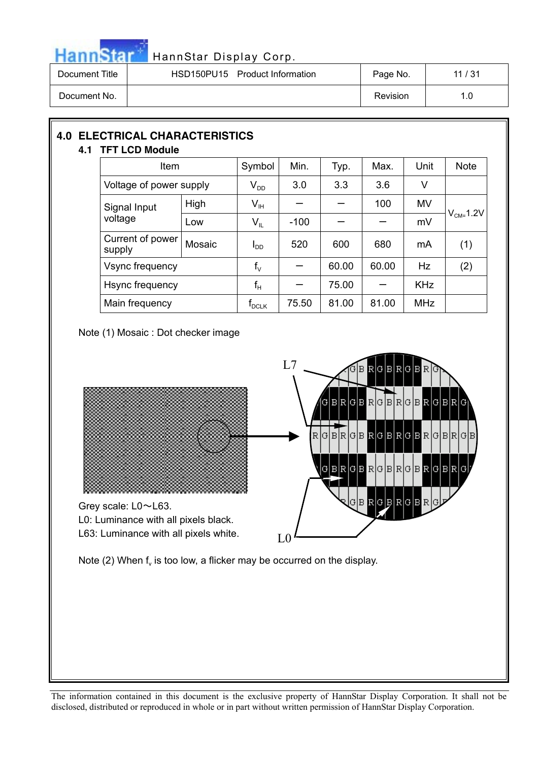## 4.0 ELECTRICAL CHARACTERISTICS

### 4.1 TFT LCD Module

| Item | | Symbol | Min. | Typ. | Max. | Unit | Note |
|---|---|---|---|---|---|---|---|
| Voltage of power supply | | $V_{DD}$ | 3.0 | 3.3 | 3.6 | V | |
| Signal Input voltage | High | $V_{IH}$ | – | – | 100 | MV | $V_{CM=}$1.2V |
| | Low | $V_{IL}$ | -100 | – | – | mV | |
| Current of power supply | Mosaic | $I_{DD}$ | 520 | 600 | 680 | mA | (1) |
| Vsync frequency | | $f_V$ | – | 60.00 | 60.00 | Hz | (2) |
| Hsync frequency | | $f_H$ | – | 75.00 | – | KHz | |
| Main frequency | | $f_{DCLK}$ | 75.50 | 81.00 | 81.00 | MHz | |

Note (1) Mosaic : Dot checker image

Grey scale: L0～L63.
L0: Luminance with all pixels black.
L63: Luminance with all pixels white.

Note (2) When $f_v$ is too low, a flicker may be occurred on the display.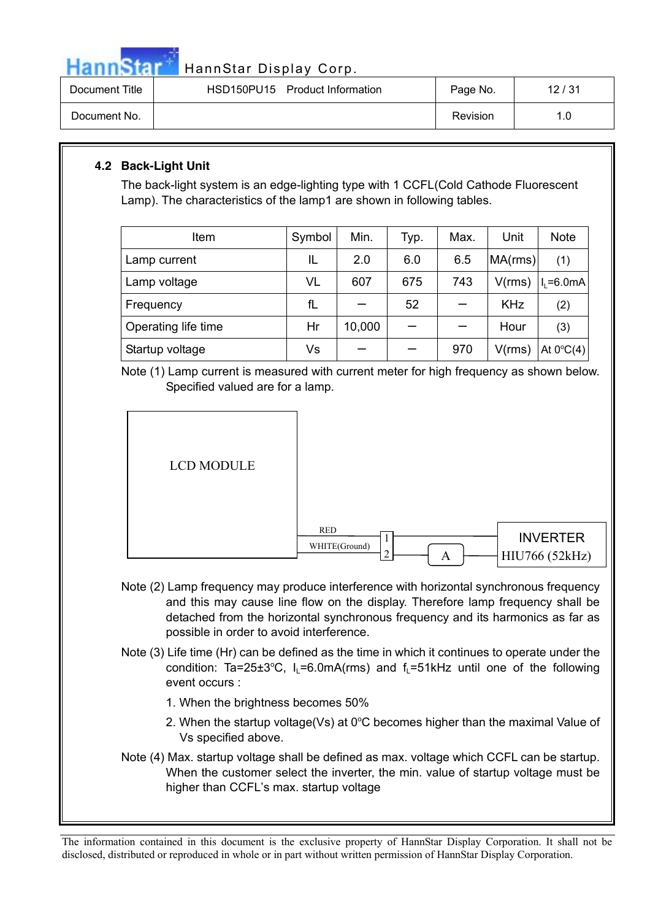## 4.2 Back-Light Unit

The back-light system is an edge-lighting type with 1 CCFL(Cold Cathode Fluorescent Lamp). The characteristics of the lamp1 are shown in following tables.

| Item | Symbol | Min. | Typ. | Max. | Unit | Note |
|---|---|---|---|---|---|---|
| Lamp current | IL | 2.0 | 6.0 | 6.5 | MA(rms) | (1) |
| Lamp voltage | VL | 607 | 675 | 743 | V(rms) | $I_L$=6.0mA |
| Frequency | fL | — | 52 | — | KHz | (2) |
| Operating life time | Hr | 10,000 | — | — | Hour | (3) |
| Startup voltage | Vs | — | — | 970 | V(rms) | At 0°C(4) |

Note (1) Lamp current is measured with current meter for high frequency as shown below. Specified valued are for a lamp.

LCD MODULE — RED (1), WHITE(Ground) (2) — A — INVERTER HIU766 (52kHz)

Note (2) Lamp frequency may produce interference with horizontal synchronous frequency and this may cause line flow on the display. Therefore lamp frequency shall be detached from the horizontal synchronous frequency and its harmonics as far as possible in order to avoid interference.

Note (3) Life time (Hr) can be defined as the time in which it continues to operate under the condition: Ta=25±3°C, $I_L$=6.0mA(rms) and $f_L$=51kHz until one of the following event occurs :

1. When the brightness becomes 50%
2. When the startup voltage(Vs) at 0°C becomes higher than the maximal Value of Vs specified above.

Note (4) Max. startup voltage shall be defined as max. voltage which CCFL can be startup. When the customer select the inverter, the min. value of startup voltage must be higher than CCFL's max. startup voltage

The information contained in this document is the exclusive property of HannStar Display Corporation. It shall not be disclosed, distributed or reproduced in whole or in part without written permission of HannStar Display Corporation.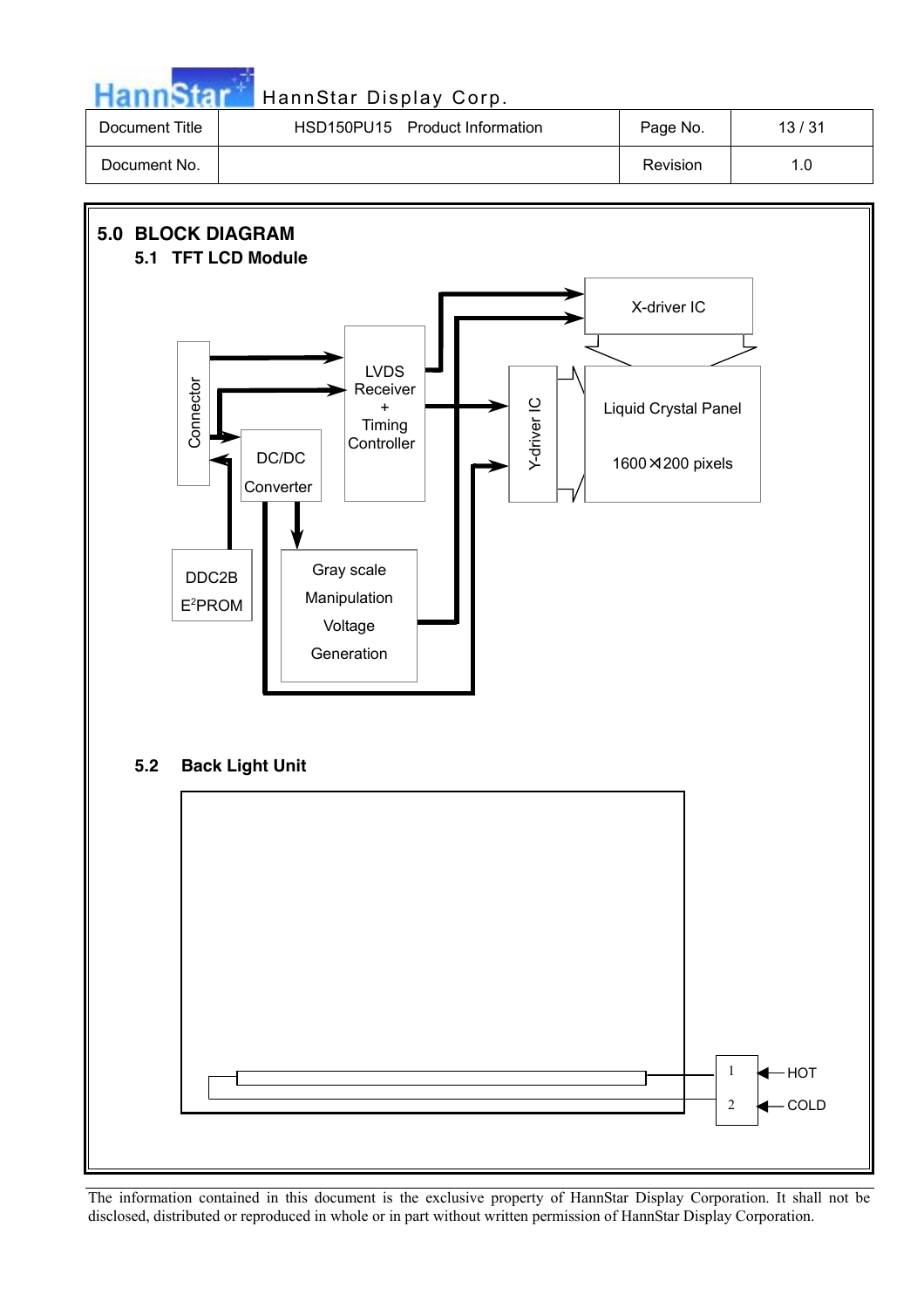## 5.0 BLOCK DIAGRAM

### 5.1 TFT LCD Module

Connector

LVDS Receiver + Timing Controller

X-driver IC

Y-driver IC

Liquid Crystal Panel

1600×1200 pixels

DC/DC Converter

DDC2B E²PROM

Gray scale Manipulation Voltage Generation

### 5.2 Back Light Unit

1 ← HOT

2 ← COLD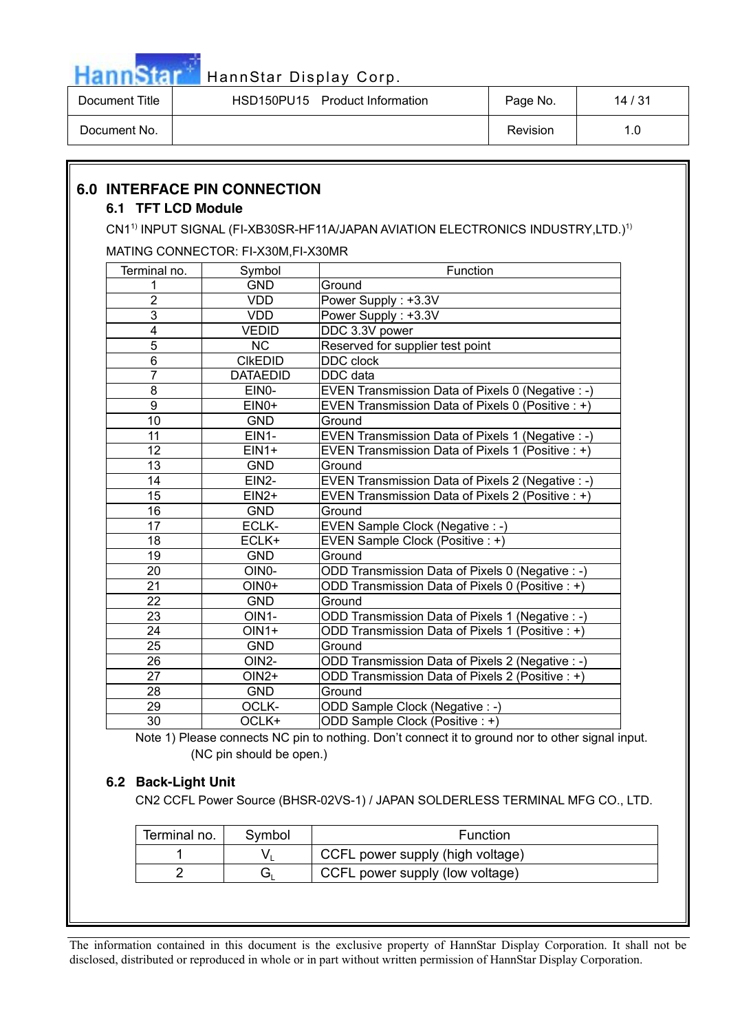## 6.0 INTERFACE PIN CONNECTION

### 6.1 TFT LCD Module

CN1[1] INPUT SIGNAL (FI-XB30SR-HF11A/JAPAN AVIATION ELECTRONICS INDUSTRY,LTD.)[1]

MATING CONNECTOR: FI-X30M,FI-X30MR

| Terminal no. | Symbol | Function |
|---|---|---|
| 1 | GND | Ground |
| 2 | VDD | Power Supply : +3.3V |
| 3 | VDD | Power Supply : +3.3V |
| 4 | VEDID | DDC 3.3V power |
| 5 | NC | Reserved for supplier test point |
| 6 | ClkEDID | DDC clock |
| 7 | DATAEDID | DDC data |
| 8 | EIN0- | EVEN Transmission Data of Pixels 0 (Negative : -) |
| 9 | EIN0+ | EVEN Transmission Data of Pixels 0 (Positive : +) |
| 10 | GND | Ground |
| 11 | EIN1- | EVEN Transmission Data of Pixels 1 (Negative : -) |
| 12 | EIN1+ | EVEN Transmission Data of Pixels 1 (Positive : +) |
| 13 | GND | Ground |
| 14 | EIN2- | EVEN Transmission Data of Pixels 2 (Negative : -) |
| 15 | EIN2+ | EVEN Transmission Data of Pixels 2 (Positive : +) |
| 16 | GND | Ground |
| 17 | ECLK- | EVEN Sample Clock (Negative : -) |
| 18 | ECLK+ | EVEN Sample Clock (Positive : +) |
| 19 | GND | Ground |
| 20 | OIN0- | ODD Transmission Data of Pixels 0 (Negative : -) |
| 21 | OIN0+ | ODD Transmission Data of Pixels 0 (Positive : +) |
| 22 | GND | Ground |
| 23 | OIN1- | ODD Transmission Data of Pixels 1 (Negative : -) |
| 24 | OIN1+ | ODD Transmission Data of Pixels 1 (Positive : +) |
| 25 | GND | Ground |
| 26 | OIN2- | ODD Transmission Data of Pixels 2 (Negative : -) |
| 27 | OIN2+ | ODD Transmission Data of Pixels 2 (Positive : +) |
| 28 | GND | Ground |
| 29 | OCLK- | ODD Sample Clock (Negative : -) |
| 30 | OCLK+ | ODD Sample Clock (Positive : +) |

Note 1) Please connects NC pin to nothing. Don't connect it to ground nor to other signal input. (NC pin should be open.)

### 6.2 Back-Light Unit

CN2 CCFL Power Source (BHSR-02VS-1) / JAPAN SOLDERLESS TERMINAL MFG CO., LTD.

| Terminal no. | Symbol | Function |
|---|---|---|
| 1 | $V_L$ | CCFL power supply (high voltage) |
| 2 | $G_L$ | CCFL power supply (low voltage) |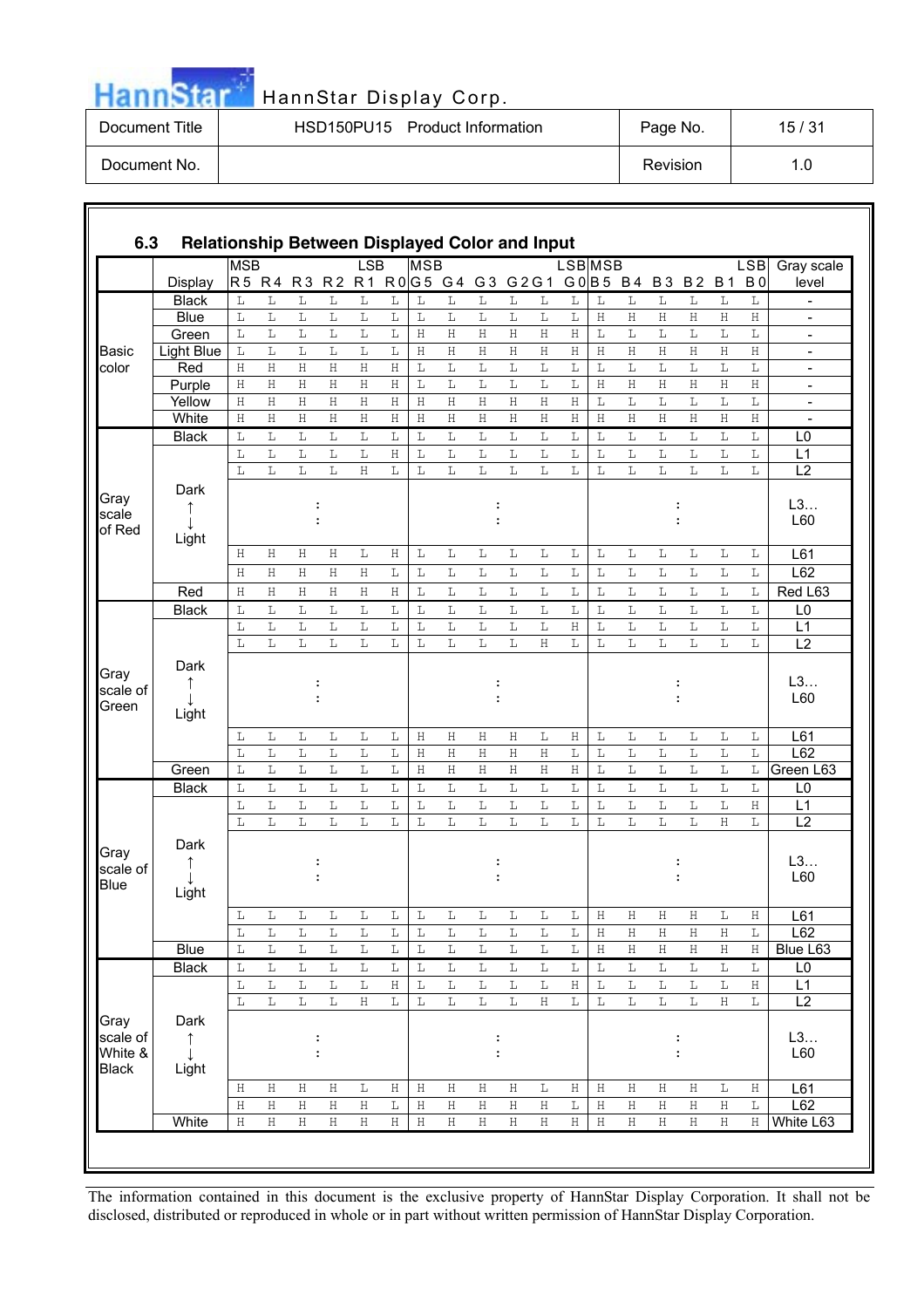## 6.3 Relationship Between Displayed Color and Input

| | Display | R5 (MSB) | R4 | R3 | R2 | R1 | R0 (LSB) | G5 (MSB) | G4 | G3 | G2 | G1 | G0 (LSB) | B5 (MSB) | B4 | B3 | B2 | B1 | B0 (LSB) | Gray scale level |
|---|---|---|---|---|---|---|---|---|---|---|---|---|---|---|---|---|---|---|---|---|
| Basic color | Black | L | L | L | L | L | L | L | L | L | L | L | L | L | L | L | L | L | L | - |
| | Blue | L | L | L | L | L | L | L | L | L | L | L | L | H | H | H | H | H | H | - |
| | Green | L | L | L | L | L | L | H | H | H | H | H | H | L | L | L | L | L | L | - |
| | Light Blue | L | L | L | L | L | L | H | H | H | H | H | H | H | H | H | H | H | H | - |
| | Red | H | H | H | H | H | H | L | L | L | L | L | L | L | L | L | L | L | L | - |
| | Purple | H | H | H | H | H | H | L | L | L | L | L | L | H | H | H | H | H | H | - |
| | Yellow | H | H | H | H | H | H | H | H | H | H | H | H | L | L | L | L | L | L | - |
| | White | H | H | H | H | H | H | H | H | H | H | H | H | H | H | H | H | H | H | - |
| Gray scale of Red | Black | L | L | L | L | L | L | L | L | L | L | L | L | L | L | L | L | L | L | L0 |
| | | L | L | L | L | L | H | L | L | L | L | L | L | L | L | L | L | L | L | L1 |
| | | L | L | L | L | H | L | L | L | L | L | L | L | L | L | L | L | L | L | L2 |
| | Dark ↑ ↓ Light | : | | | | | | : | | | | | | : | | | | | | L3… L60 |
| | | H | H | H | H | L | H | L | L | L | L | L | L | L | L | L | L | L | L | L61 |
| | | H | H | H | H | H | L | L | L | L | L | L | L | L | L | L | L | L | L | L62 |
| | Red | H | H | H | H | H | H | L | L | L | L | L | L | L | L | L | L | L | L | Red L63 |
| Gray scale of Green | Black | L | L | L | L | L | L | L | L | L | L | L | L | L | L | L | L | L | L | L0 |
| | | L | L | L | L | L | L | L | L | L | L | L | H | L | L | L | L | L | L | L1 |
| | | L | L | L | L | L | L | L | L | L | L | H | L | L | L | L | L | L | L | L2 |
| | Dark ↑ ↓ Light | : | | | | | | : | | | | | | : | | | | | | L3… L60 |
| | | L | L | L | L | L | L | H | H | H | H | L | H | L | L | L | L | L | L | L61 |
| | | L | L | L | L | L | L | H | H | H | H | H | L | L | L | L | L | L | L | L62 |
| | Green | L | L | L | L | L | L | H | H | H | H | H | H | L | L | L | L | L | L | Green L63 |
| Gray scale of Blue | Black | L | L | L | L | L | L | L | L | L | L | L | L | L | L | L | L | L | L | L0 |
| | | L | L | L | L | L | L | L | L | L | L | L | L | L | L | L | L | L | H | L1 |
| | | L | L | L | L | L | L | L | L | L | L | L | L | L | L | L | L | H | L | L2 |
| | Dark ↑ ↓ Light | : | | | | | | : | | | | | | : | | | | | | L3… L60 |
| | | L | L | L | L | L | L | L | L | L | L | L | L | H | H | H | H | L | H | L61 |
| | | L | L | L | L | L | L | L | L | L | L | L | L | H | H | H | H | H | L | L62 |
| | Blue | L | L | L | L | L | L | L | L | L | L | L | L | H | H | H | H | H | H | Blue L63 |
| Gray scale of White & Black | Black | L | L | L | L | L | L | L | L | L | L | L | L | L | L | L | L | L | L | L0 |
| | | L | L | L | L | L | H | L | L | L | L | L | H | L | L | L | L | L | H | L1 |
| | | L | L | L | L | H | L | L | L | L | L | H | L | L | L | L | L | H | L | L2 |
| | Dark ↑ ↓ Light | : | | | | | | : | | | | | | : | | | | | | L3… L60 |
| | | H | H | H | H | L | H | H | H | H | H | L | H | H | H | H | H | L | H | L61 |
| | | H | H | H | H | H | L | H | H | H | H | H | L | H | H | H | H | H | L | L62 |
| | White | H | H | H | H | H | H | H | H | H | H | H | H | H | H | H | H | H | H | White L63 |

The information contained in this document is the exclusive property of HannStar Display Corporation. It shall not be disclosed, distributed or reproduced in whole or in part without written permission of HannStar Display Corporation.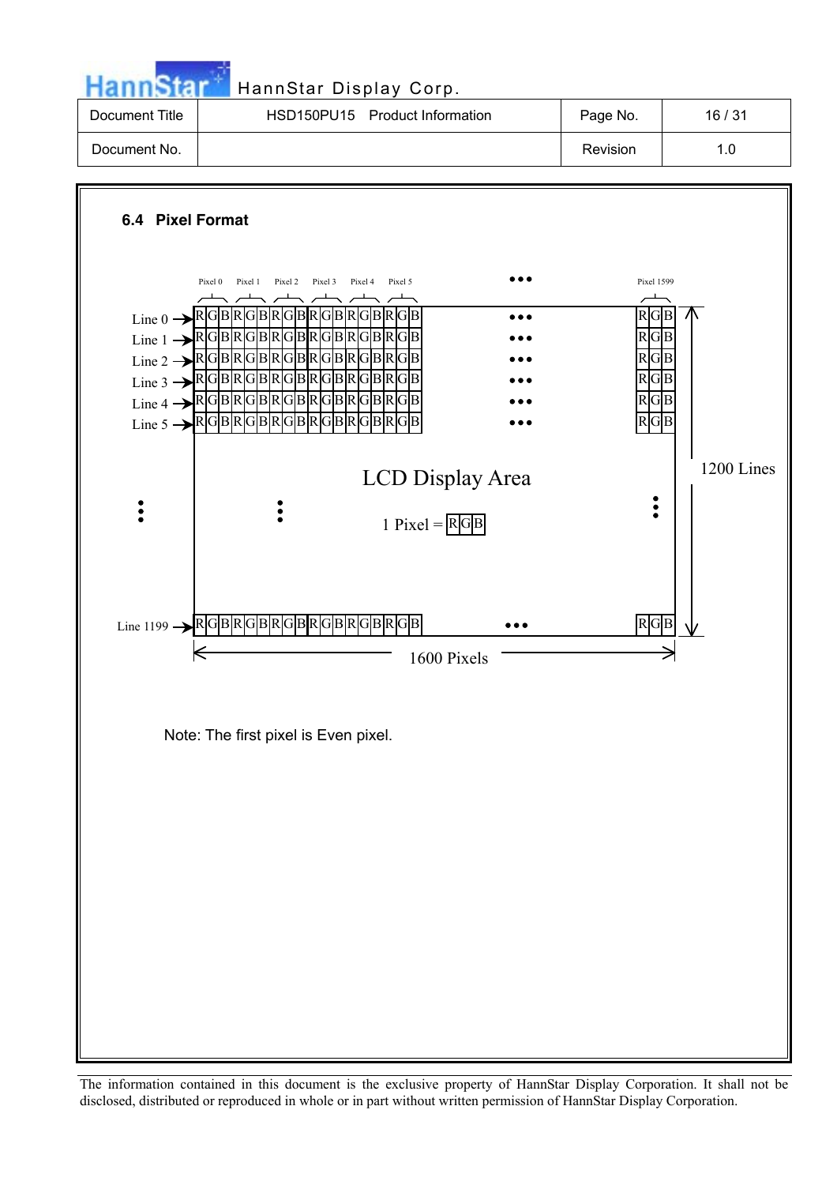### 6.4 Pixel Format

| | Pixel 0 | Pixel 1 | Pixel 2 | Pixel 3 | Pixel 4 | Pixel 5 | ••• | Pixel 1599 |
|---|---|---|---|---|---|---|---|---|
| Line 0 → | RGB | RGB | RGB | RGB | RGB | RGB | ••• | RGB |
| Line 1 → | RGB | RGB | RGB | RGB | RGB | RGB | ••• | RGB |
| Line 2 → | RGB | RGB | RGB | RGB | RGB | RGB | ••• | RGB |
| Line 3 → | RGB | RGB | RGB | RGB | RGB | RGB | ••• | RGB |
| Line 4 → | RGB | RGB | RGB | RGB | RGB | RGB | ••• | RGB |
| Line 5 → | RGB | RGB | RGB | RGB | RGB | RGB | ••• | RGB |
| ⋮ | ⋮ | | | | | | | ⋮ |
| Line 1199 → | RGB | RGB | RGB | RGB | RGB | RGB | ••• | RGB |

LCD Display Area

1 Pixel = RGB

1200 Lines

1600 Pixels

Note: The first pixel is Even pixel.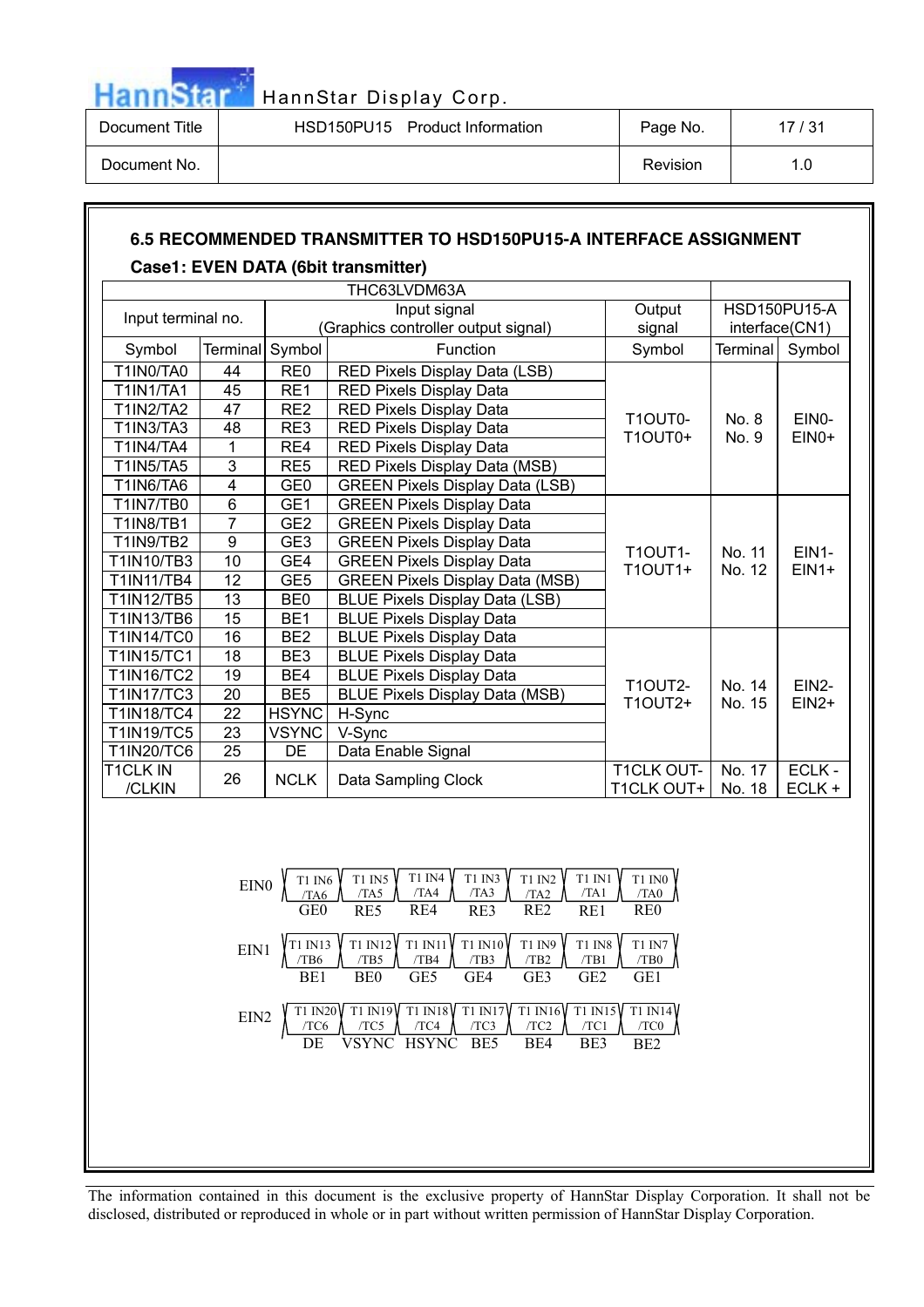### 6.5 RECOMMENDED TRANSMITTER TO HSD150PU15-A INTERFACE ASSIGNMENT

**Case1: EVEN DATA (6bit transmitter)**

| THC63LVDM63A | | | | | HSD150PU15-A interface(CN1) | |
|---|---|---|---|---|---|---|
| Input terminal no. | | Input signal (Graphics controller output signal) | | Output signal | | |
| Symbol | Terminal | Symbol | Function | Symbol | Terminal | Symbol |
| T1IN0/TA0 | 44 | RE0 | RED Pixels Display Data (LSB) | T1OUT0- T1OUT0+ | No. 8 No. 9 | EIN0- EIN0+ |
| T1IN1/TA1 | 45 | RE1 | RED Pixels Display Data | | | |
| T1IN2/TA2 | 47 | RE2 | RED Pixels Display Data | | | |
| T1IN3/TA3 | 48 | RE3 | RED Pixels Display Data | | | |
| T1IN4/TA4 | 1 | RE4 | RED Pixels Display Data | | | |
| T1IN5/TA5 | 3 | RE5 | RED Pixels Display Data (MSB) | | | |
| T1IN6/TA6 | 4 | GE0 | GREEN Pixels Display Data (LSB) | | | |
| T1IN7/TB0 | 6 | GE1 | GREEN Pixels Display Data | T1OUT1- T1OUT1+ | No. 11 No. 12 | EIN1- EIN1+ |
| T1IN8/TB1 | 7 | GE2 | GREEN Pixels Display Data | | | |
| T1IN9/TB2 | 9 | GE3 | GREEN Pixels Display Data | | | |
| T1IN10/TB3 | 10 | GE4 | GREEN Pixels Display Data | | | |
| T1IN11/TB4 | 12 | GE5 | GREEN Pixels Display Data (MSB) | | | |
| T1IN12/TB5 | 13 | BE0 | BLUE Pixels Display Data (LSB) | | | |
| T1IN13/TB6 | 15 | BE1 | BLUE Pixels Display Data | | | |
| T1IN14/TC0 | 16 | BE2 | BLUE Pixels Display Data | T1OUT2- T1OUT2+ | No. 14 No. 15 | EIN2- EIN2+ |
| T1IN15/TC1 | 18 | BE3 | BLUE Pixels Display Data | | | |
| T1IN16/TC2 | 19 | BE4 | BLUE Pixels Display Data | | | |
| T1IN17/TC3 | 20 | BE5 | BLUE Pixels Display Data (MSB) | | | |
| T1IN18/TC4 | 22 | HSYNC | H-Sync | | | |
| T1IN19/TC5 | 23 | VSYNC | V-Sync | | | |
| T1IN20/TC6 | 25 | DE | Data Enable Signal | | | |
| T1CLK IN /CLKIN | 26 | NCLK | Data Sampling Clock | T1CLK OUT- T1CLK OUT+ | No. 17 No. 18 | ECLK - ECLK + |

| | | | | | | | |
|---|---|---|---|---|---|---|---|
| EIN0 | T1 IN6 /TA6 | T1 IN5 /TA5 | T1 IN4 /TA4 | T1 IN3 /TA3 | T1 IN2 /TA2 | T1 IN1 /TA1 | T1 IN0 /TA0 |
| | GE0 | RE5 | RE4 | RE3 | RE2 | RE1 | RE0 |
| EIN1 | T1 IN13 /TB6 | T1 IN12 /TB5 | T1 IN11 /TB4 | T1 IN10 /TB3 | T1 IN9 /TB2 | T1 IN8 /TB1 | T1 IN7 /TB0 |
| | BE1 | BE0 | GE5 | GE4 | GE3 | GE2 | GE1 |
| EIN2 | T1 IN20 /TC6 | T1 IN19 /TC5 | T1 IN18 /TC4 | T1 IN17 /TC3 | T1 IN16 /TC2 | T1 IN15 /TC1 | T1 IN14 /TC0 |
| | DE | VSYNC | HSYNC | BE5 | BE4 | BE3 | BE2 |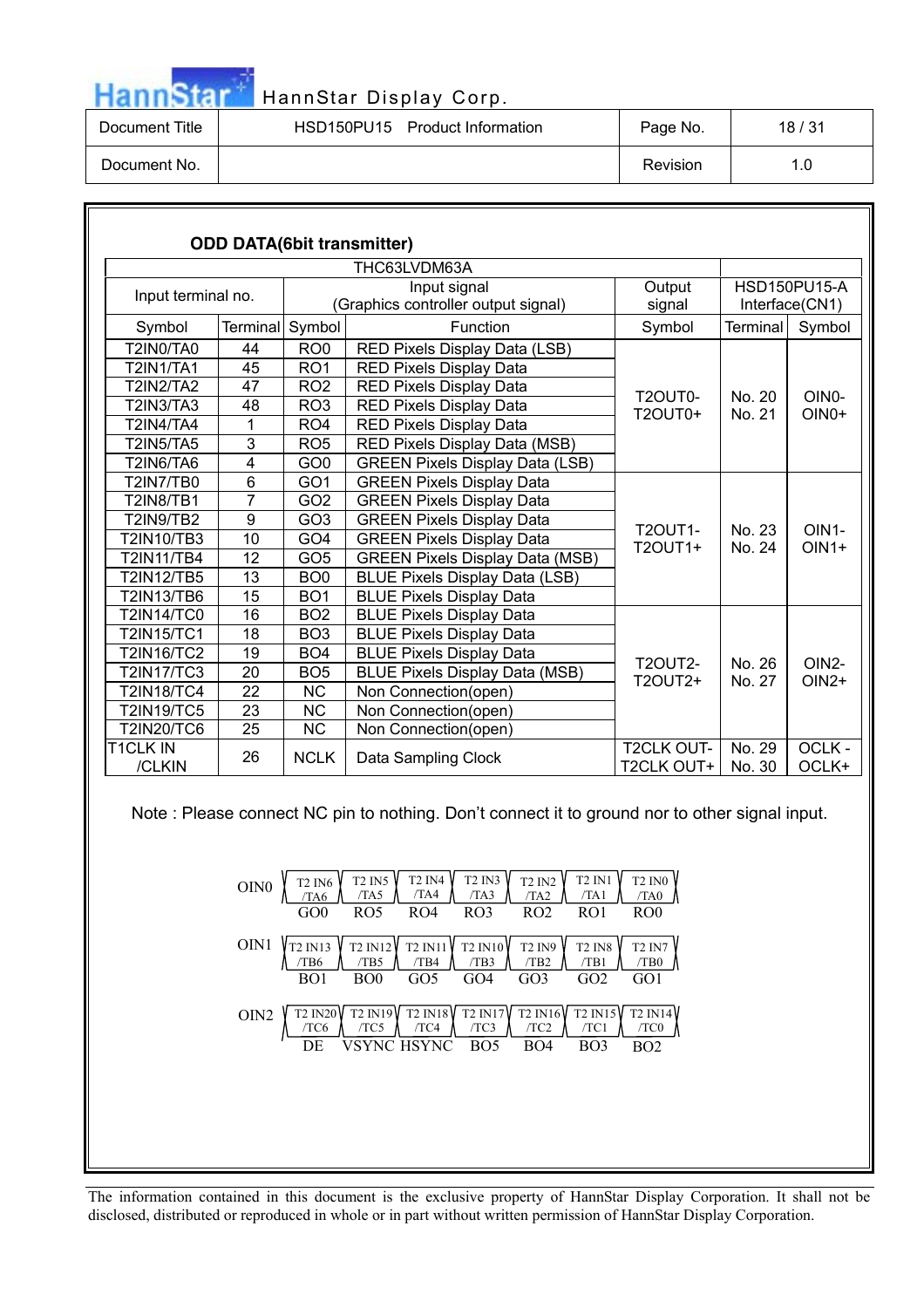**ODD DATA(6bit transmitter)**

| THC63LVDM63A | | | | | HSD150PU15-A Interface(CN1) | |
|---|---|---|---|---|---|---|
| Input terminal no. | | Input signal (Graphics controller output signal) | | Output signal | | |
| Symbol | Terminal | Symbol | Function | Symbol | Terminal | Symbol |
| T2IN0/TA0 | 44 | RO0 | RED Pixels Display Data (LSB) | T2OUT0- T2OUT0+ | No. 20 No. 21 | OIN0- OIN0+ |
| T2IN1/TA1 | 45 | RO1 | RED Pixels Display Data | | | |
| T2IN2/TA2 | 47 | RO2 | RED Pixels Display Data | | | |
| T2IN3/TA3 | 48 | RO3 | RED Pixels Display Data | | | |
| T2IN4/TA4 | 1 | RO4 | RED Pixels Display Data | | | |
| T2IN5/TA5 | 3 | RO5 | RED Pixels Display Data (MSB) | | | |
| T2IN6/TA6 | 4 | GO0 | GREEN Pixels Display Data (LSB) | | | |
| T2IN7/TB0 | 6 | GO1 | GREEN Pixels Display Data | T2OUT1- T2OUT1+ | No. 23 No. 24 | OIN1- OIN1+ |
| T2IN8/TB1 | 7 | GO2 | GREEN Pixels Display Data | | | |
| T2IN9/TB2 | 9 | GO3 | GREEN Pixels Display Data | | | |
| T2IN10/TB3 | 10 | GO4 | GREEN Pixels Display Data | | | |
| T2IN11/TB4 | 12 | GO5 | GREEN Pixels Display Data (MSB) | | | |
| T2IN12/TB5 | 13 | BO0 | BLUE Pixels Display Data (LSB) | | | |
| T2IN13/TB6 | 15 | BO1 | BLUE Pixels Display Data | | | |
| T2IN14/TC0 | 16 | BO2 | BLUE Pixels Display Data | T2OUT2- T2OUT2+ | No. 26 No. 27 | OIN2- OIN2+ |
| T2IN15/TC1 | 18 | BO3 | BLUE Pixels Display Data | | | |
| T2IN16/TC2 | 19 | BO4 | BLUE Pixels Display Data | | | |
| T2IN17/TC3 | 20 | BO5 | BLUE Pixels Display Data (MSB) | | | |
| T2IN18/TC4 | 22 | NC | Non Connection(open) | | | |
| T2IN19/TC5 | 23 | NC | Non Connection(open) | | | |
| T2IN20/TC6 | 25 | NC | Non Connection(open) | | | |
| T1CLK IN /CLKIN | 26 | NCLK | Data Sampling Clock | T2CLK OUT- T2CLK OUT+ | No. 29 No. 30 | OCLK - OCLK+ |

Note : Please connect NC pin to nothing. Don't connect it to ground nor to other signal input.

| | | | | | | | |
|---|---|---|---|---|---|---|---|
| OIN0 | T2 IN6 /TA6 | T2 IN5 /TA5 | T2 IN4 /TA4 | T2 IN3 /TA3 | T2 IN2 /TA2 | T2 IN1 /TA1 | T2 IN0 /TA0 |
| | GO0 | RO5 | RO4 | RO3 | RO2 | RO1 | RO0 |
| OIN1 | T2 IN13 /TB6 | T2 IN12 /TB5 | T2 IN11 /TB4 | T2 IN10 /TB3 | T2 IN9 /TB2 | T2 IN8 /TB1 | T2 IN7 /TB0 |
| | BO1 | BO0 | GO5 | GO4 | GO3 | GO2 | GO1 |
| OIN2 | T2 IN20 /TC6 | T2 IN19 /TC5 | T2 IN18 /TC4 | T2 IN17 /TC3 | T2 IN16 /TC2 | T2 IN15 /TC1 | T2 IN14 /TC0 |
| | DE | VSYNC | HSYNC | BO5 | BO4 | BO3 | BO2 |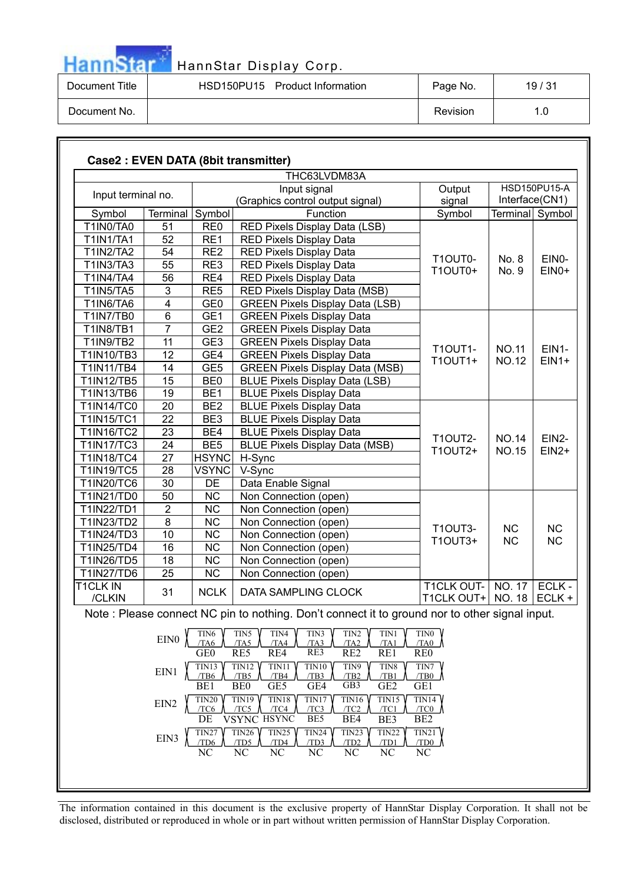### Case2 : EVEN DATA (8bit transmitter)

| THC63LVDM83A | | | | | | |
|---|---|---|---|---|---|---|
| Input terminal no. | | Input signal (Graphics control output signal) | | Output signal | HSD150PU15-A Interface(CN1) | |
| Symbol | Terminal | Symbol | Function | Symbol | Terminal | Symbol |
| T1IN0/TA0 | 51 | RE0 | RED Pixels Display Data (LSB) | T1OUT0- T1OUT0+ | No. 8 No. 9 | EIN0- EIN0+ |
| T1IN1/TA1 | 52 | RE1 | RED Pixels Display Data | | | |
| T1IN2/TA2 | 54 | RE2 | RED Pixels Display Data | | | |
| T1IN3/TA3 | 55 | RE3 | RED Pixels Display Data | | | |
| T1IN4/TA4 | 56 | RE4 | RED Pixels Display Data | | | |
| T1IN5/TA5 | 3 | RE5 | RED Pixels Display Data (MSB) | | | |
| T1IN6/TA6 | 4 | GE0 | GREEN Pixels Display Data (LSB) | | | |
| T1IN7/TB0 | 6 | GE1 | GREEN Pixels Display Data | T1OUT1- T1OUT1+ | NO.11 NO.12 | EIN1- EIN1+ |
| T1IN8/TB1 | 7 | GE2 | GREEN Pixels Display Data | | | |
| T1IN9/TB2 | 11 | GE3 | GREEN Pixels Display Data | | | |
| T1IN10/TB3 | 12 | GE4 | GREEN Pixels Display Data | | | |
| T1IN11/TB4 | 14 | GE5 | GREEN Pixels Display Data (MSB) | | | |
| T1IN12/TB5 | 15 | BE0 | BLUE Pixels Display Data (LSB) | | | |
| T1IN13/TB6 | 19 | BE1 | BLUE Pixels Display Data | | | |
| T1IN14/TC0 | 20 | BE2 | BLUE Pixels Display Data | T1OUT2- T1OUT2+ | NO.14 NO.15 | EIN2- EIN2+ |
| T1IN15/TC1 | 22 | BE3 | BLUE Pixels Display Data | | | |
| T1IN16/TC2 | 23 | BE4 | BLUE Pixels Display Data | | | |
| T1IN17/TC3 | 24 | BE5 | BLUE Pixels Display Data (MSB) | | | |
| T1IN18/TC4 | 27 | HSYNC | H-Sync | | | |
| T1IN19/TC5 | 28 | VSYNC | V-Sync | | | |
| T1IN20/TC6 | 30 | DE | Data Enable Signal | | | |
| T1IN21/TD0 | 50 | NC | Non Connection (open) | T1OUT3- T1OUT3+ | NC NC | NC NC |
| T1IN22/TD1 | 2 | NC | Non Connection (open) | | | |
| T1IN23/TD2 | 8 | NC | Non Connection (open) | | | |
| T1IN24/TD3 | 10 | NC | Non Connection (open) | | | |
| T1IN25/TD4 | 16 | NC | Non Connection (open) | | | |
| T1IN26/TD5 | 18 | NC | Non Connection (open) | | | |
| T1IN27/TD6 | 25 | NC | Non Connection (open) | | | |
| T1CLK IN /CLKIN | 31 | NCLK | DATA SAMPLING CLOCK | T1CLK OUT- T1CLK OUT+ | NO. 17 NO. 18 | ECLK - ECLK + |

Note : Please connect NC pin to nothing. Don't connect it to ground nor to other signal input.

| | | | | | | | |
|---|---|---|---|---|---|---|---|
| EIN0 | TIN6 /TA6 | TIN5 /TA5 | TIN4 /TA4 | TIN3 /TA3 | TIN2 /TA2 | TIN1 /TA1 | TIN0 /TA0 |
| | GE0 | RE5 | RE4 | RE3 | RE2 | RE1 | RE0 |
| EIN1 | TIN13 /TB6 | TIN12 /TB5 | TIN11 /TB4 | TIN10 /TB3 | TIN9 /TB2 | TIN8 /TB1 | TIN7 /TB0 |
| | BE1 | BE0 | GE5 | GE4 | GB3 | GE2 | GE1 |
| EIN2 | TIN20 /TC6 | TIN19 /TC5 | TIN18 /TC4 | TIN17 /TC3 | TIN16 /TC2 | TIN15 /TC1 | TIN14 /TC0 |
| | DE | VSYNC | HSYNC | BE5 | BE4 | BE3 | BE2 |
| EIN3 | TIN27 /TD6 | TIN26 /TD5 | TIN25 /TD4 | TIN24 /TD3 | TIN23 /TD2 | TIN22 /TD1 | TIN21 /TD0 |
| | NC | NC | NC | NC | NC | NC | NC |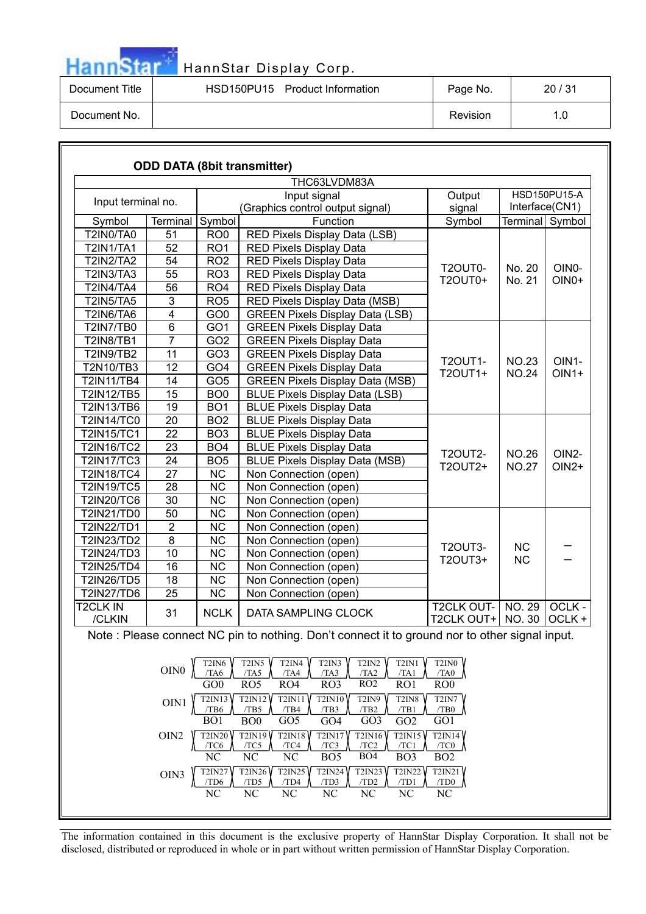### ODD DATA (8bit transmitter)

| THC63LVDM83A | | | | | | |
|---|---|---|---|---|---|---|
| Input terminal no. | | Input signal (Graphics control output signal) | | Output signal | HSD150PU15-A Interface(CN1) | |
| Symbol | Terminal | Symbol | Function | Symbol | Terminal | Symbol |
| T2IN0/TA0 | 51 | RO0 | RED Pixels Display Data (LSB) | T2OUT0- T2OUT0+ | No. 20 No. 21 | OIN0- OIN0+ |
| T2IN1/TA1 | 52 | RO1 | RED Pixels Display Data | | | |
| T2IN2/TA2 | 54 | RO2 | RED Pixels Display Data | | | |
| T2IN3/TA3 | 55 | RO3 | RED Pixels Display Data | | | |
| T2IN4/TA4 | 56 | RO4 | RED Pixels Display Data | | | |
| T2IN5/TA5 | 3 | RO5 | RED Pixels Display Data (MSB) | | | |
| T2IN6/TA6 | 4 | GO0 | GREEN Pixels Display Data (LSB) | | | |
| T2IN7/TB0 | 6 | GO1 | GREEN Pixels Display Data | T2OUT1- T2OUT1+ | NO.23 NO.24 | OIN1- OIN1+ |
| T2IN8/TB1 | 7 | GO2 | GREEN Pixels Display Data | | | |
| T2IN9/TB2 | 11 | GO3 | GREEN Pixels Display Data | | | |
| T2N10/TB3 | 12 | GO4 | GREEN Pixels Display Data | | | |
| T2IN11/TB4 | 14 | GO5 | GREEN Pixels Display Data (MSB) | | | |
| T2IN12/TB5 | 15 | BO0 | BLUE Pixels Display Data (LSB) | | | |
| T2IN13/TB6 | 19 | BO1 | BLUE Pixels Display Data | | | |
| T2IN14/TC0 | 20 | BO2 | BLUE Pixels Display Data | T2OUT2- T2OUT2+ | NO.26 NO.27 | OIN2- OIN2+ |
| T2IN15/TC1 | 22 | BO3 | BLUE Pixels Display Data | | | |
| T2IN16/TC2 | 23 | BO4 | BLUE Pixels Display Data | | | |
| T2IN17/TC3 | 24 | BO5 | BLUE Pixels Display Data (MSB) | | | |
| T2IN18/TC4 | 27 | NC | Non Connection (open) | | | |
| T2IN19/TC5 | 28 | NC | Non Connection (open) | | | |
| T2IN20/TC6 | 30 | NC | Non Connection (open) | | | |
| T2IN21/TD0 | 50 | NC | Non Connection (open) | T2OUT3- T2OUT3+ | NC NC | – – |
| T2IN22/TD1 | 2 | NC | Non Connection (open) | | | |
| T2IN23/TD2 | 8 | NC | Non Connection (open) | | | |
| T2IN24/TD3 | 10 | NC | Non Connection (open) | | | |
| T2IN25/TD4 | 16 | NC | Non Connection (open) | | | |
| T2IN26/TD5 | 18 | NC | Non Connection (open) | | | |
| T2IN27/TD6 | 25 | NC | Non Connection (open) | | | |
| T2CLK IN /CLKIN | 31 | NCLK | DATA SAMPLING CLOCK | T2CLK OUT- T2CLK OUT+ | NO. 29 NO. 30 | OCLK - OCLK + |

Note : Please connect NC pin to nothing. Don't connect it to ground nor to other signal input.

| | | | | | | | |
|---|---|---|---|---|---|---|---|
| OIN0 | T2IN6 /TA6 | T2IN5 /TA5 | T2IN4 /TA4 | T2IN3 /TA3 | T2IN2 /TA2 | T2IN1 /TA1 | T2IN0 /TA0 |
| | GO0 | RO5 | RO4 | RO3 | RO2 | RO1 | RO0 |
| OIN1 | T2IN13 /TB6 | T2IN12 /TB5 | T2IN11 /TB4 | T2IN10 /TB3 | T2IN9 /TB2 | T2IN8 /TB1 | T2IN7 /TB0 |
| | BO1 | BO0 | GO5 | GO4 | GO3 | GO2 | GO1 |
| OIN2 | T2IN20 /TC6 | T2IN19 /TC5 | T2IN18 /TC4 | T2IN17 /TC3 | T2IN16 /TC2 | T2IN15 /TC1 | T2IN14 /TC0 |
| | NC | NC | NC | BO5 | BO4 | BO3 | BO2 |
| OIN3 | T2IN27 /TD6 | T2IN26 /TD5 | T2IN25 /TD4 | T2IN24 /TD3 | T2IN23 /TD2 | T2IN22 /TD1 | T2IN21 /TD0 |
| | NC | NC | NC | NC | NC | NC | NC |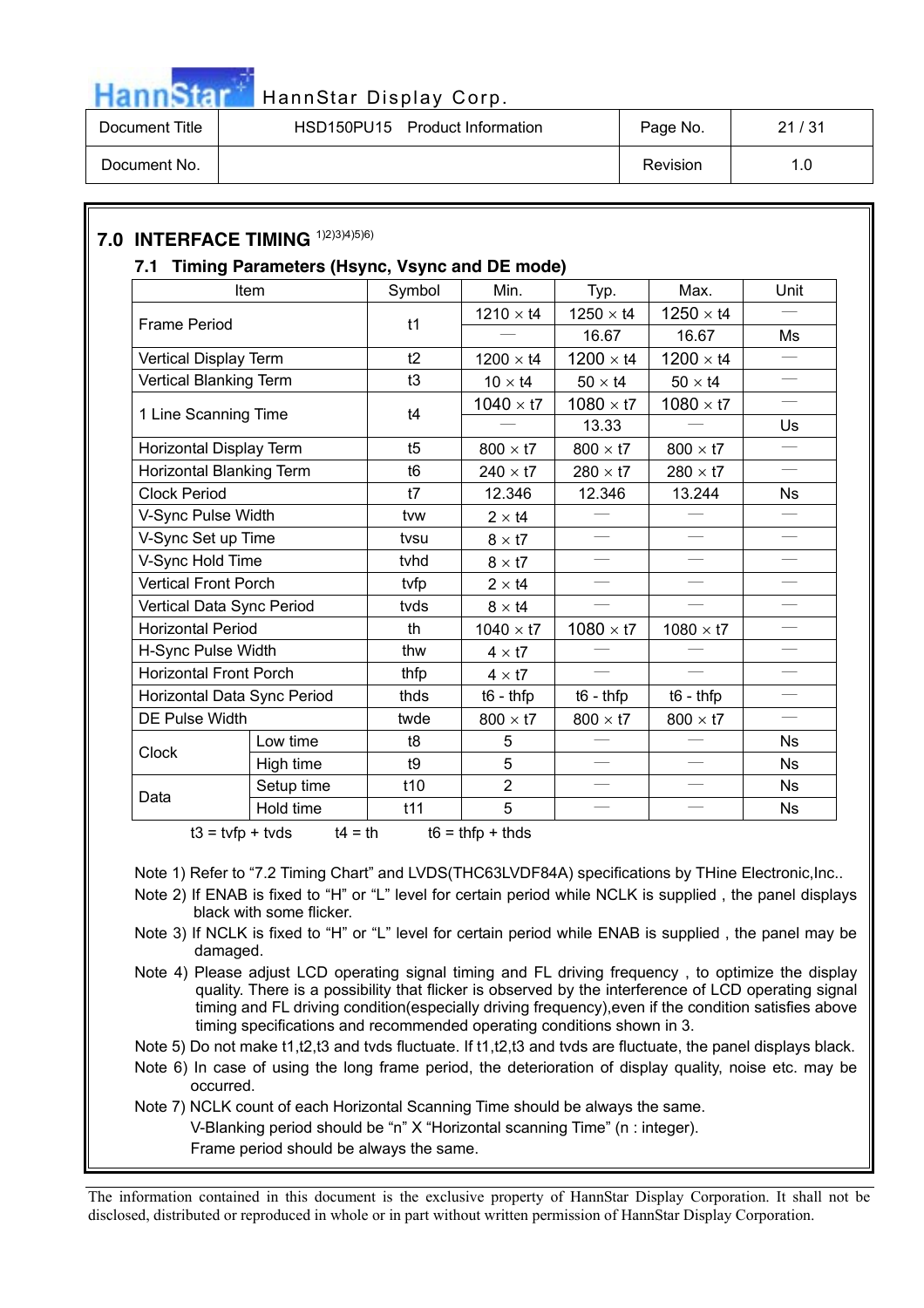## 7.0 INTERFACE TIMING [1)2)3)4)5)6)]

### 7.1 Timing Parameters (Hsync, Vsync and DE mode)

| Item | | Symbol | Min. | Typ. | Max. | Unit |
|---|---|---|---|---|---|---|
| Frame Period | | t1 | 1210 × t4 | 1250 × t4 | 1250 × t4 | — |
| | | | — | 16.67 | 16.67 | Ms |
| Vertical Display Term | | t2 | 1200 × t4 | 1200 × t4 | 1200 × t4 | — |
| Vertical Blanking Term | | t3 | 10 × t4 | 50 × t4 | 50 × t4 | — |
| 1 Line Scanning Time | | t4 | 1040 × t7 | 1080 × t7 | 1080 × t7 | — |
| | | | — | 13.33 | — | Us |
| Horizontal Display Term | | t5 | 800 × t7 | 800 × t7 | 800 × t7 | — |
| Horizontal Blanking Term | | t6 | 240 × t7 | 280 × t7 | 280 × t7 | — |
| Clock Period | | t7 | 12.346 | 12.346 | 13.244 | Ns |
| V-Sync Pulse Width | | tvw | 2 × t4 | — | — | — |
| V-Sync Set up Time | | tvsu | 8 × t7 | — | — | — |
| V-Sync Hold Time | | tvhd | 8 × t7 | — | — | — |
| Vertical Front Porch | | tvfp | 2 × t4 | — | — | — |
| Vertical Data Sync Period | | tvds | 8 × t4 | — | — | — |
| Horizontal Period | | th | 1040 × t7 | 1080 × t7 | 1080 × t7 | — |
| H-Sync Pulse Width | | thw | 4 × t7 | — | — | — |
| Horizontal Front Porch | | thfp | 4 × t7 | — | — | — |
| Horizontal Data Sync Period | | thds | t6 - thfp | t6 - thfp | t6 - thfp | — |
| DE Pulse Width | | twde | 800 × t7 | 800 × t7 | 800 × t7 | — |
| Clock | Low time | t8 | 5 | — | — | Ns |
| | High time | t9 | 5 | — | — | Ns |
| Data | Setup time | t10 | 2 | — | — | Ns |
| | Hold time | t11 | 5 | — | — | Ns |

t3 = tvfp + tvds  t4 = th  t6 = thfp + thds

Note 1) Refer to "7.2 Timing Chart" and LVDS(THC63LVDF84A) specifications by THine Electronic,Inc..

Note 2) If ENAB is fixed to "H" or "L" level for certain period while NCLK is supplied , the panel displays black with some flicker.

Note 3) If NCLK is fixed to "H" or "L" level for certain period while ENAB is supplied , the panel may be damaged.

Note 4) Please adjust LCD operating signal timing and FL driving frequency , to optimize the display quality. There is a possibility that flicker is observed by the interference of LCD operating signal timing and FL driving condition(especially driving frequency),even if the condition satisfies above timing specifications and recommended operating conditions shown in 3.

Note 5) Do not make t1,t2,t3 and tvds fluctuate. If t1,t2,t3 and tvds are fluctuate, the panel displays black.

Note 6) In case of using the long frame period, the deterioration of display quality, noise etc. may be occurred.

Note 7) NCLK count of each Horizontal Scanning Time should be always the same.
V-Blanking period should be "n" X "Horizontal scanning Time" (n : integer).
Frame period should be always the same.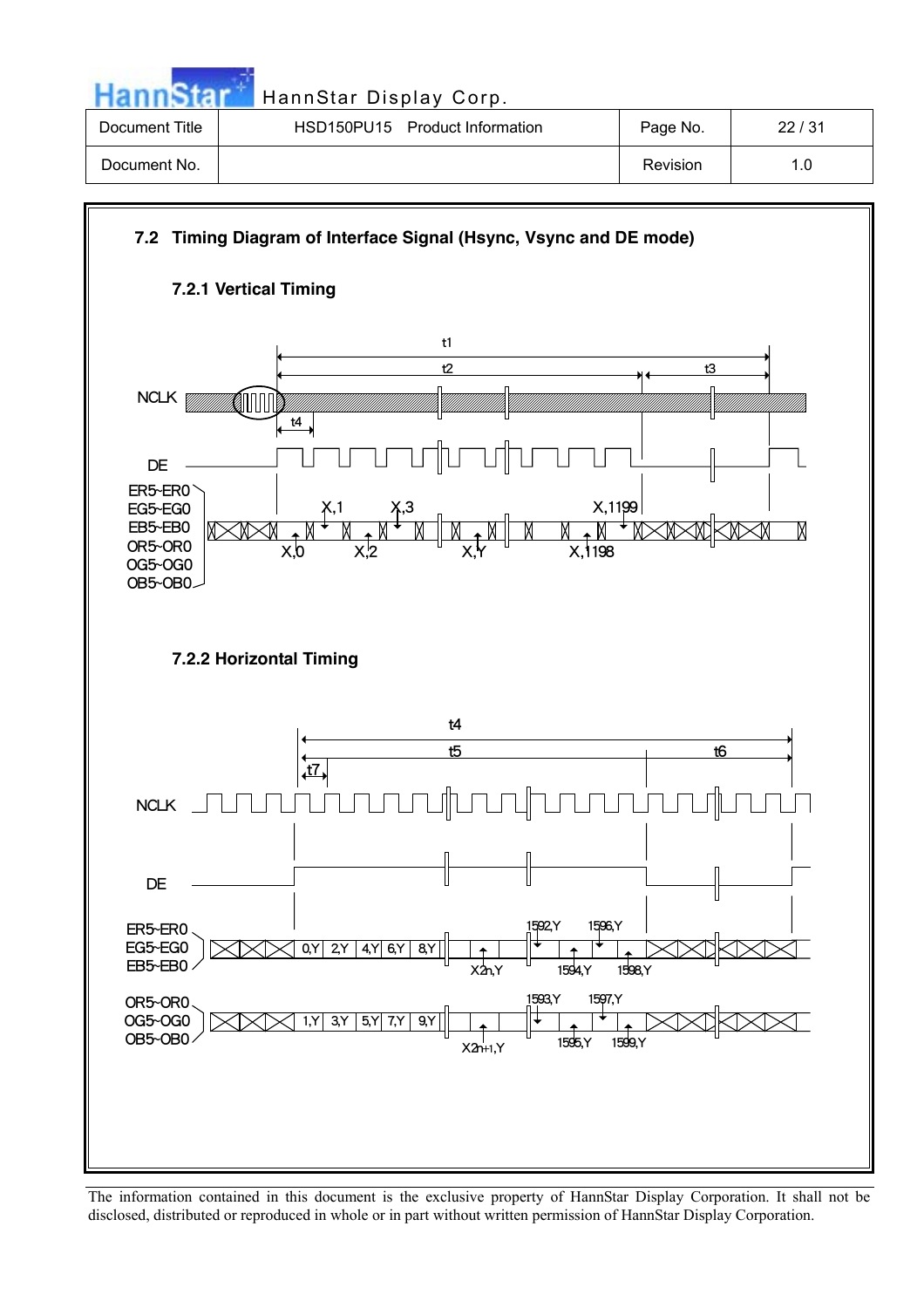## 7.2 Timing Diagram of Interface Signal (Hsync, Vsync and DE mode)

### 7.2.1 Vertical Timing

t1

t2 t3

NCLK

t4

DE

ER5~ER0
EG5~EG0
EB5~EB0
OR5~OR0
OG5~OG0
OB5~OB0

X,1 X,3 X,1199

X,0 X,2 X,Y X,1198

### 7.2.2 Horizontal Timing

t4

t5 t6

t7

NCLK

DE

ER5~ER0
EG5~EG0
EB5~EB0

0,Y 2,Y 4,Y 6,Y 8,Y

1592,Y 1596,Y

X2n,Y 1594,Y 1598,Y

OR5~OR0
OG5~OG0
OB5~OB0

1,Y 3,Y 5,Y 7,Y 9,Y

1593,Y 1597,Y

X2n+1,Y 1595,Y 1599,Y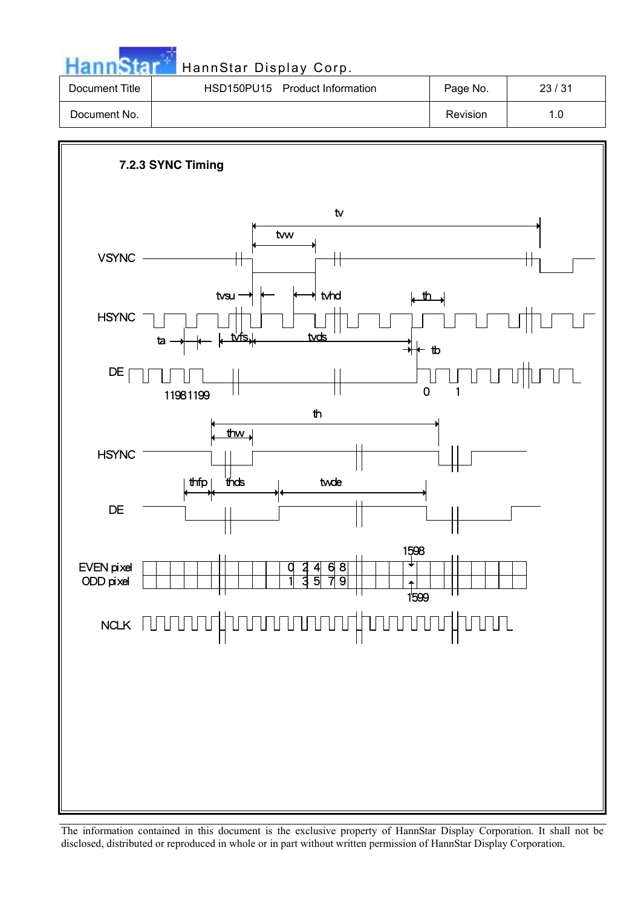### 7.2.3 SYNC Timing

tv

tvw

VSYNC

tvsu    tvhd    th

HSYNC

ta    tvfs    tvds    tb

DE

1198 1199    0    1

th

thw

HSYNC

thfp    thds    twde

DE

1598

EVEN pixel    0 2 4 6 8
ODD pixel    1 3 5 7 9

1599

NCLK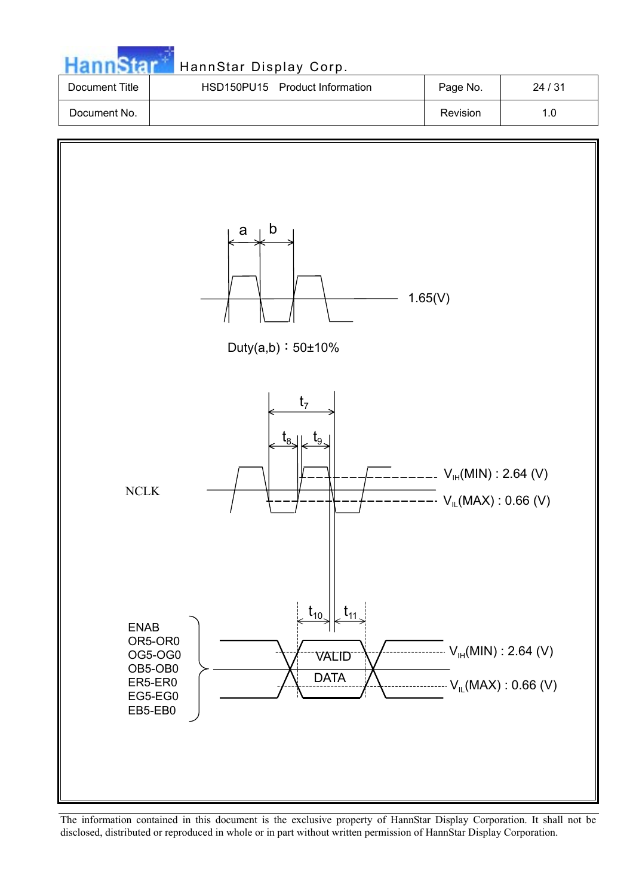a b

1.65(V)

Duty(a,b)：50±10%

$t_7$

$t_8$ $t_9$

NCLK

$V_{IH}$(MIN) : 2.64 (V)

$V_{IL}$(MAX) : 0.66 (V)

$t_{10}$ $t_{11}$

ENAB
OR5-OR0
OG5-OG0
OB5-OB0
ER5-ER0
EG5-EG0
EB5-EB0

VALID DATA

$V_{IH}$(MIN) : 2.64 (V)

$V_{IL}$(MAX) : 0.66 (V)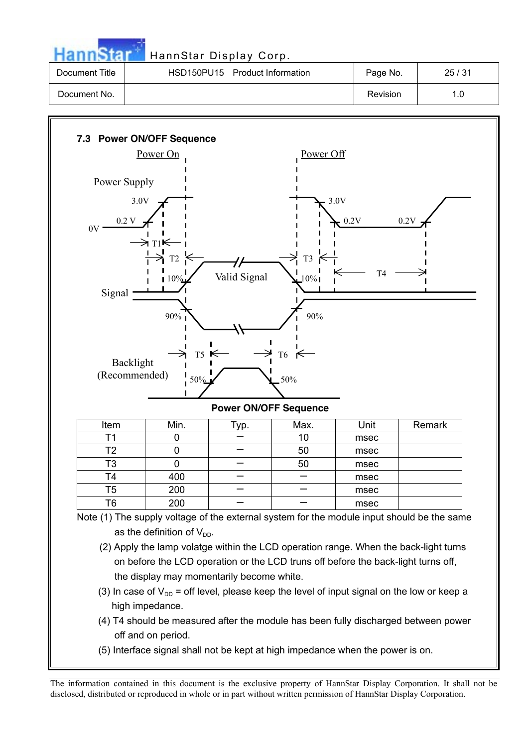### 7.3 Power ON/OFF Sequence

**Power ON/OFF Sequence**

| Item | Min. | Typ. | Max. | Unit | Remark |
|---|---|---|---|---|---|
| T1 | 0 | – | 10 | msec | |
| T2 | 0 | – | 50 | msec | |
| T3 | 0 | – | 50 | msec | |
| T4 | 400 | – | – | msec | |
| T5 | 200 | – | – | msec | |
| T6 | 200 | – | – | msec | |

Note (1) The supply voltage of the external system for the module input should be the same as the definition of $V_{DD}$.

(2) Apply the lamp volatge within the LCD operation range. When the back-light turns on before the LCD operation or the LCD truns off before the back-light turns off, the display may momentarily become white.

(3) In case of $V_{DD}$ = off level, please keep the level of input signal on the low or keep a high impedance.

(4) T4 should be measured after the module has been fully discharged between power off and on period.

(5) Interface signal shall not be kept at high impedance when the power is on.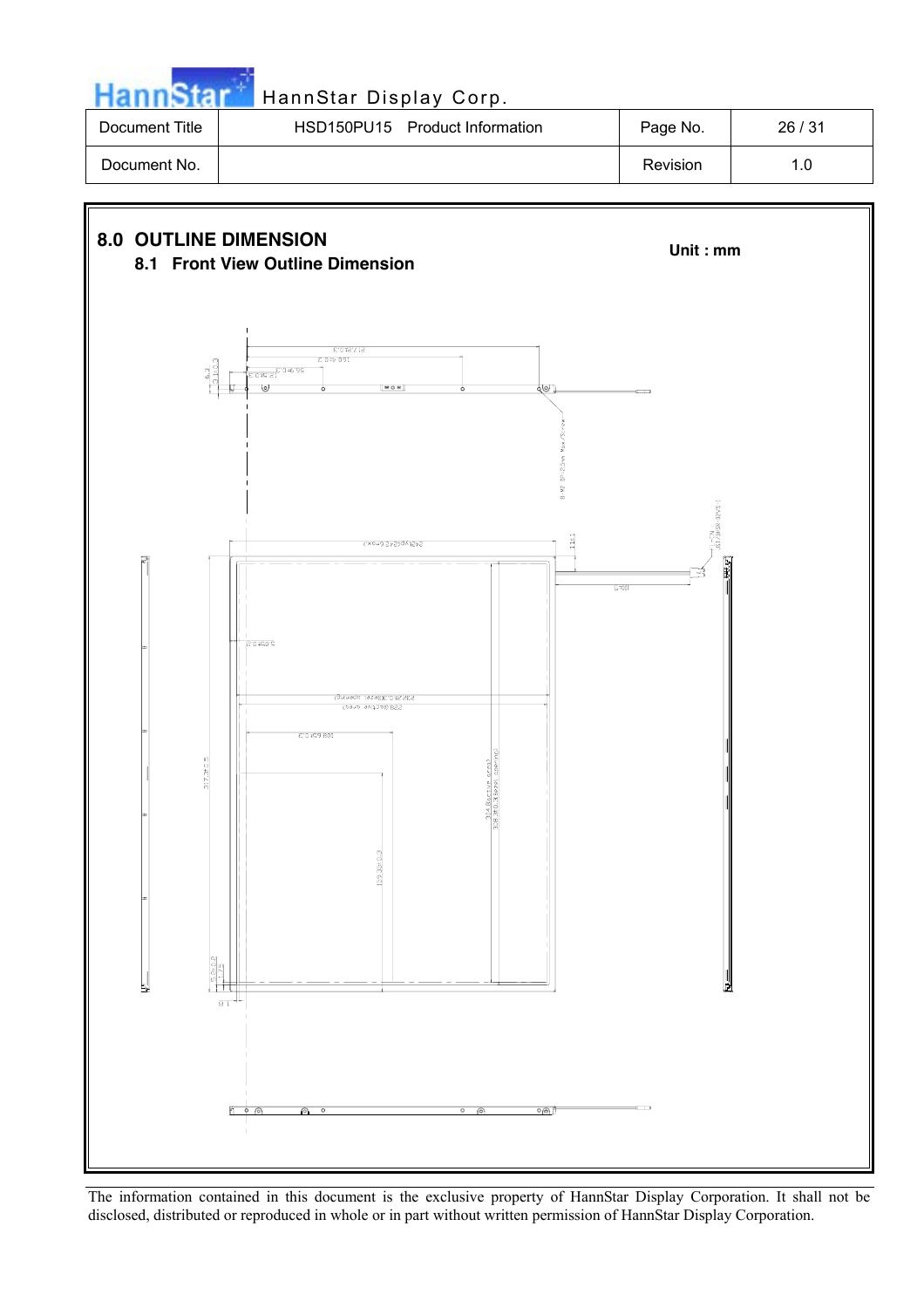# 8.0 OUTLINE DIMENSION

**Unit : mm**

## 8.1 Front View Outline Dimension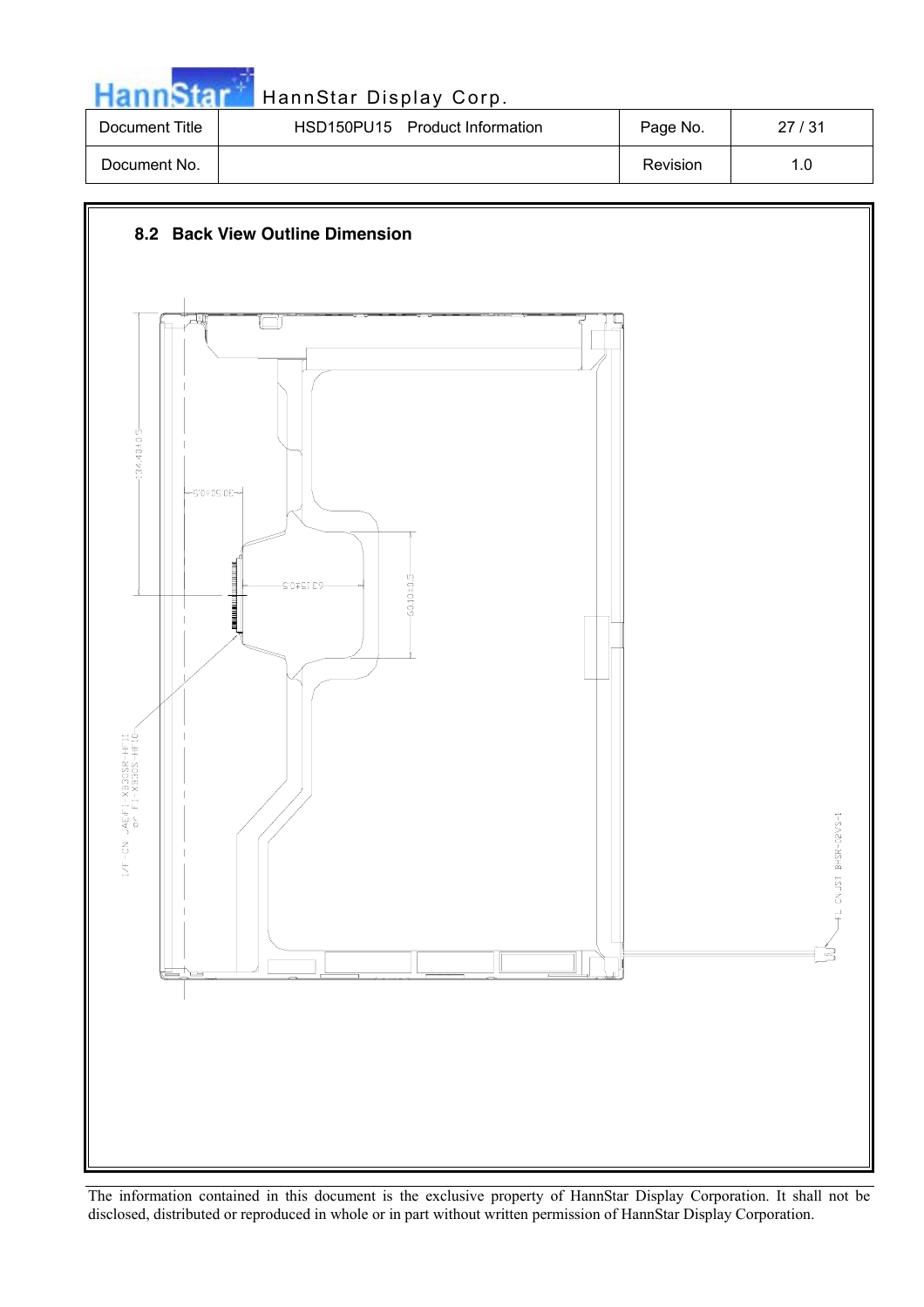## 8.2 Back View Outline Dimension

134.40±0.5

30.50±0.5

63.15±0.5

60.10±0.5

I/F-CN: JAE(FI-XB30SSR-HF11 or FI-XB30S-HF10)

L CN:JST BHSR-02VS-1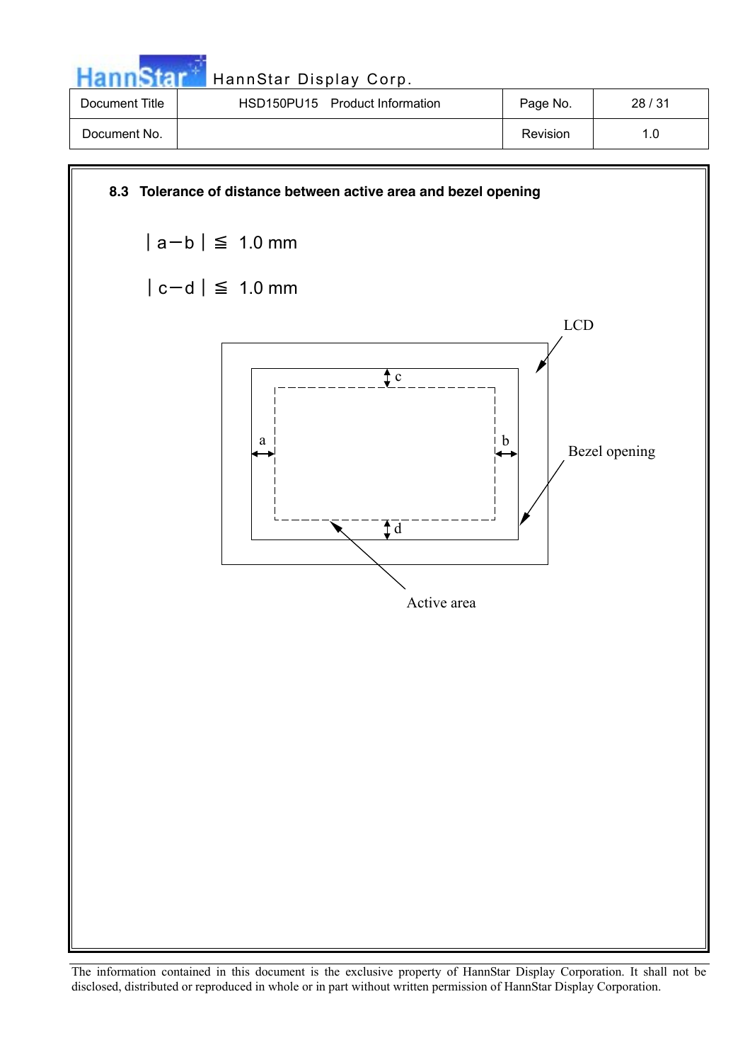### 8.3 Tolerance of distance between active area and bezel opening

$$|a - b| \leqq 1.0 \text{ mm}$$

$$|c - d| \leqq 1.0 \text{ mm}$$

LCD

c

a

b

Bezel opening

d

Active area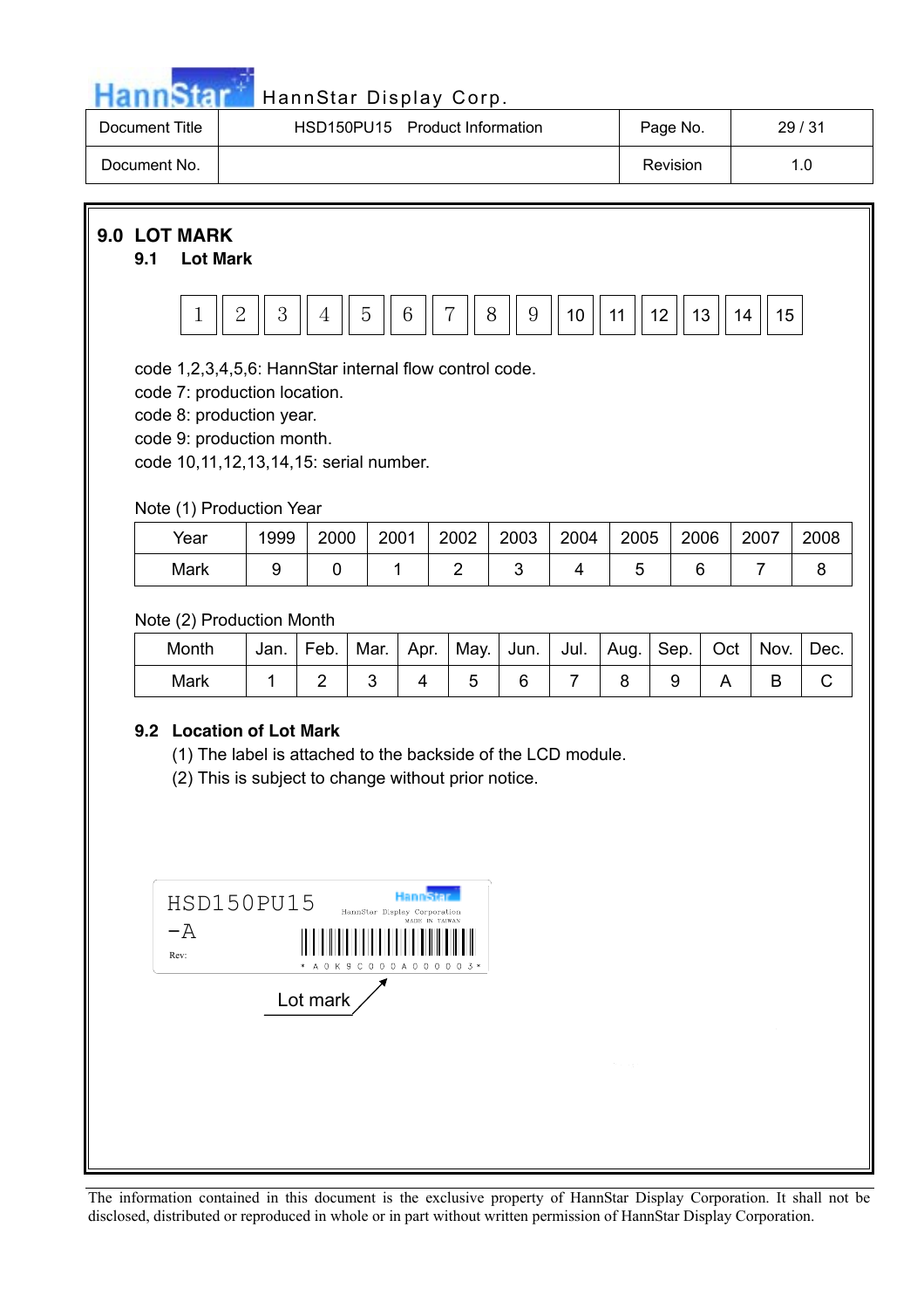## 9.0 LOT MARK

### 9.1 Lot Mark

| 1 | 2 | 3 | 4 | 5 | 6 | 7 | 8 | 9 | 10 | 11 | 12 | 13 | 14 | 15 |
|---|---|---|---|---|---|---|---|---|---|---|---|---|---|---|

code 1,2,3,4,5,6: HannStar internal flow control code.
code 7: production location.
code 8: production year.
code 9: production month.
code 10,11,12,13,14,15: serial number.

Note (1) Production Year

| Year | 1999 | 2000 | 2001 | 2002 | 2003 | 2004 | 2005 | 2006 | 2007 | 2008 |
|---|---|---|---|---|---|---|---|---|---|---|
| Mark | 9 | 0 | 1 | 2 | 3 | 4 | 5 | 6 | 7 | 8 |

Note (2) Production Month

| Month | Jan. | Feb. | Mar. | Apr. | May. | Jun. | Jul. | Aug. | Sep. | Oct | Nov. | Dec. |
|---|---|---|---|---|---|---|---|---|---|---|---|---|
| Mark | 1 | 2 | 3 | 4 | 5 | 6 | 7 | 8 | 9 | A | B | C |

### 9.2 Location of Lot Mark

(1) The label is attached to the backside of the LCD module.
(2) This is subject to change without prior notice.

HSD150PU15
-A
Rev:
HannStar Display Corporation
MADE IN TAIWAN
* A 0 K 9 C 0 0 0 A 0 0 0 0 0 3 *

Lot mark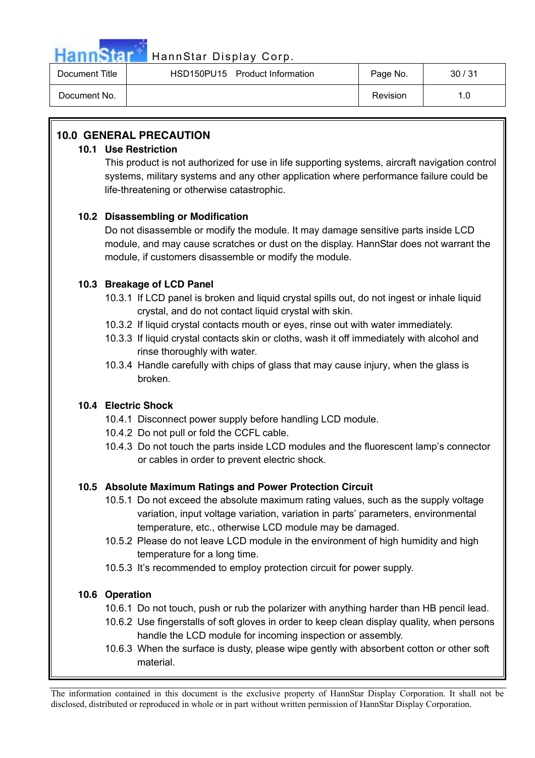## 10.0 GENERAL PRECAUTION

### 10.1 Use Restriction

This product is not authorized for use in life supporting systems, aircraft navigation control systems, military systems and any other application where performance failure could be life-threatening or otherwise catastrophic.

### 10.2 Disassembling or Modification

Do not disassemble or modify the module. It may damage sensitive parts inside LCD module, and may cause scratches or dust on the display. HannStar does not warrant the module, if customers disassemble or modify the module.

### 10.3 Breakage of LCD Panel

10.3.1 If LCD panel is broken and liquid crystal spills out, do not ingest or inhale liquid crystal, and do not contact liquid crystal with skin.

10.3.2 If liquid crystal contacts mouth or eyes, rinse out with water immediately.

10.3.3 If liquid crystal contacts skin or cloths, wash it off immediately with alcohol and rinse thoroughly with water.

10.3.4 Handle carefully with chips of glass that may cause injury, when the glass is broken.

### 10.4 Electric Shock

10.4.1 Disconnect power supply before handling LCD module.

10.4.2 Do not pull or fold the CCFL cable.

10.4.3 Do not touch the parts inside LCD modules and the fluorescent lamp's connector or cables in order to prevent electric shock.

### 10.5 Absolute Maximum Ratings and Power Protection Circuit

10.5.1 Do not exceed the absolute maximum rating values, such as the supply voltage variation, input voltage variation, variation in parts' parameters, environmental temperature, etc., otherwise LCD module may be damaged.

10.5.2 Please do not leave LCD module in the environment of high humidity and high temperature for a long time.

10.5.3 It's recommended to employ protection circuit for power supply.

### 10.6 Operation

10.6.1 Do not touch, push or rub the polarizer with anything harder than HB pencil lead.

10.6.2 Use fingerstalls of soft gloves in order to keep clean display quality, when persons handle the LCD module for incoming inspection or assembly.

10.6.3 When the surface is dusty, please wipe gently with absorbent cotton or other soft material.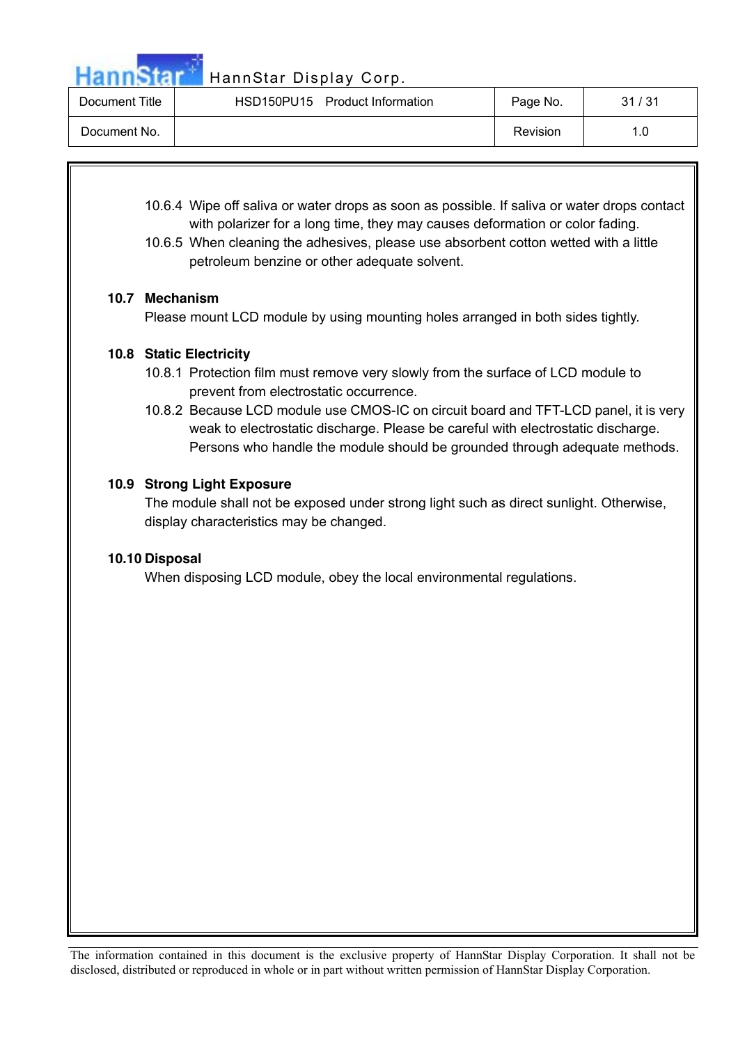10.6.4 Wipe off saliva or water drops as soon as possible. If saliva or water drops contact with polarizer for a long time, they may causes deformation or color fading.

10.6.5 When cleaning the adhesives, please use absorbent cotton wetted with a little petroleum benzine or other adequate solvent.

**10.7 Mechanism**

Please mount LCD module by using mounting holes arranged in both sides tightly.

**10.8 Static Electricity**

10.8.1 Protection film must remove very slowly from the surface of LCD module to prevent from electrostatic occurrence.

10.8.2 Because LCD module use CMOS-IC on circuit board and TFT-LCD panel, it is very weak to electrostatic discharge. Please be careful with electrostatic discharge. Persons who handle the module should be grounded through adequate methods.

**10.9 Strong Light Exposure**

The module shall not be exposed under strong light such as direct sunlight. Otherwise, display characteristics may be changed.

**10.10 Disposal**

When disposing LCD module, obey the local environmental regulations.